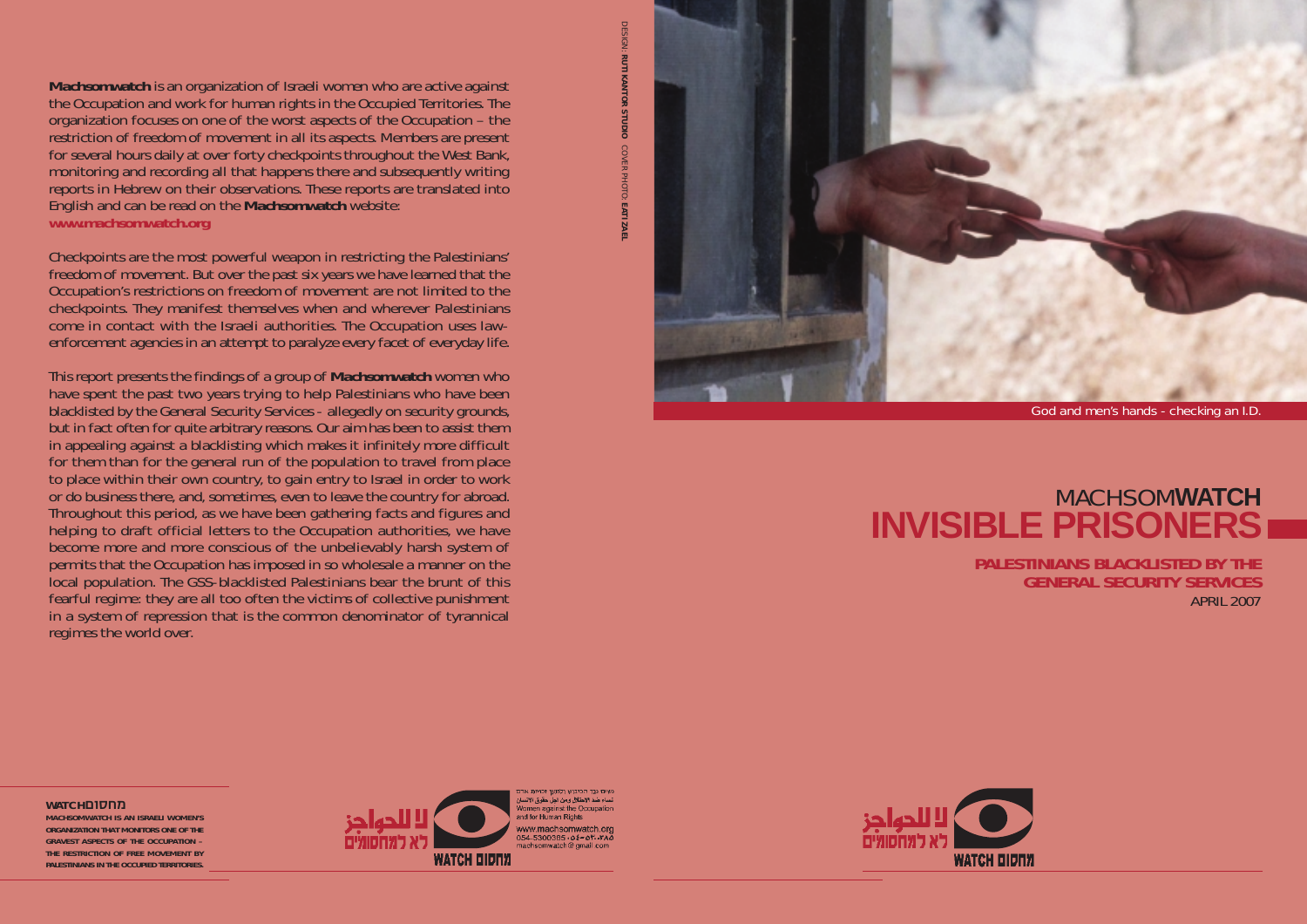**Machsomwatch** is an organization of Israeli women who are active against the Occupation and work for human rights in the Occupied Territories. The organization focuses on one of the worst aspects of the Occupation – the restriction of freedom of movement in all its aspects. Members are present for several hours daily at over forty checkpoints throughout the West Bank, monitoring and recording all that happens there and subsequently writing reports in Hebrew on their observations. These reports are translated into English and can be read on the **Machsomwatch** website:
**www.machsomwatch.org**

Checkpoints are the most powerful weapon in restricting the Palestinians' freedom of movement. But over the past six years we have learned that the Occupation's restrictions on freedom of movement are not limited to the checkpoints. They manifest themselves when and wherever Palestinians come in contact with the Israeli authorities. The Occupation uses law-enforcement agencies in an attempt to paralyze every facet of everyday life.

This report presents the findings of a group of **Machsomwatch** women who have spent the past two years trying to help Palestinians who have been blacklisted by the General Security Services - allegedly on security grounds, but in fact often for quite arbitrary reasons. Our aim has been to assist them in appealing against a blacklisting which makes it infinitely more difficult for them than for the general run of the population to travel from place to place within their own country, to gain entry to Israel in order to work or do business there, and, sometimes, even to leave the country for abroad. Throughout this period, as we have been gathering facts and figures and helping to draft official letters to the Occupation authorities, we have become more and more conscious of the unbelievably harsh system of permits that the Occupation has imposed in so wholesale a manner on the local population. The GSS-blacklisted Palestinians bear the brunt of this fearful regime: they are all too often the victims of collective punishment in a system of repression that is the common denominator of tyrannical regimes the world over.

DESIGN: **RUTI KANTOR STUDIO** COVER PHOTO: **EATI ZAEL**

**WATCH**מחסום

**MACHSOMWATCH IS AN ISRAELI WOMEN'S ORGANIZATION THAT MONITORS ONE OF THE GRAVEST ASPECTS OF THE OCCUPATION – THE RESTRICTION OF FREE MOVEMENT BY PALESTINIANS IN THE OCCUPIED TERRITORIES.**

לا للحواجز
לא למחסומים
WATCH מחסום

נשים נגד הכיבוש ולמען זכויות אדם
نساء ضد الإحتلال ومن اجل حقوق الانسان
Women against the Occupation and for Human Rights
www.machsomwatch.org
054-5300385
machsomwatch@gmail.com

God and men's hands - checking an I.D.

MACHSOM**WATCH**

# INVISIBLE PRISONERS

## PALESTINIANS BLACKLISTED BY THE GENERAL SECURITY SERVICES

APRIL 2007

لا للحواجز
לא למחסומים
WATCH מחסום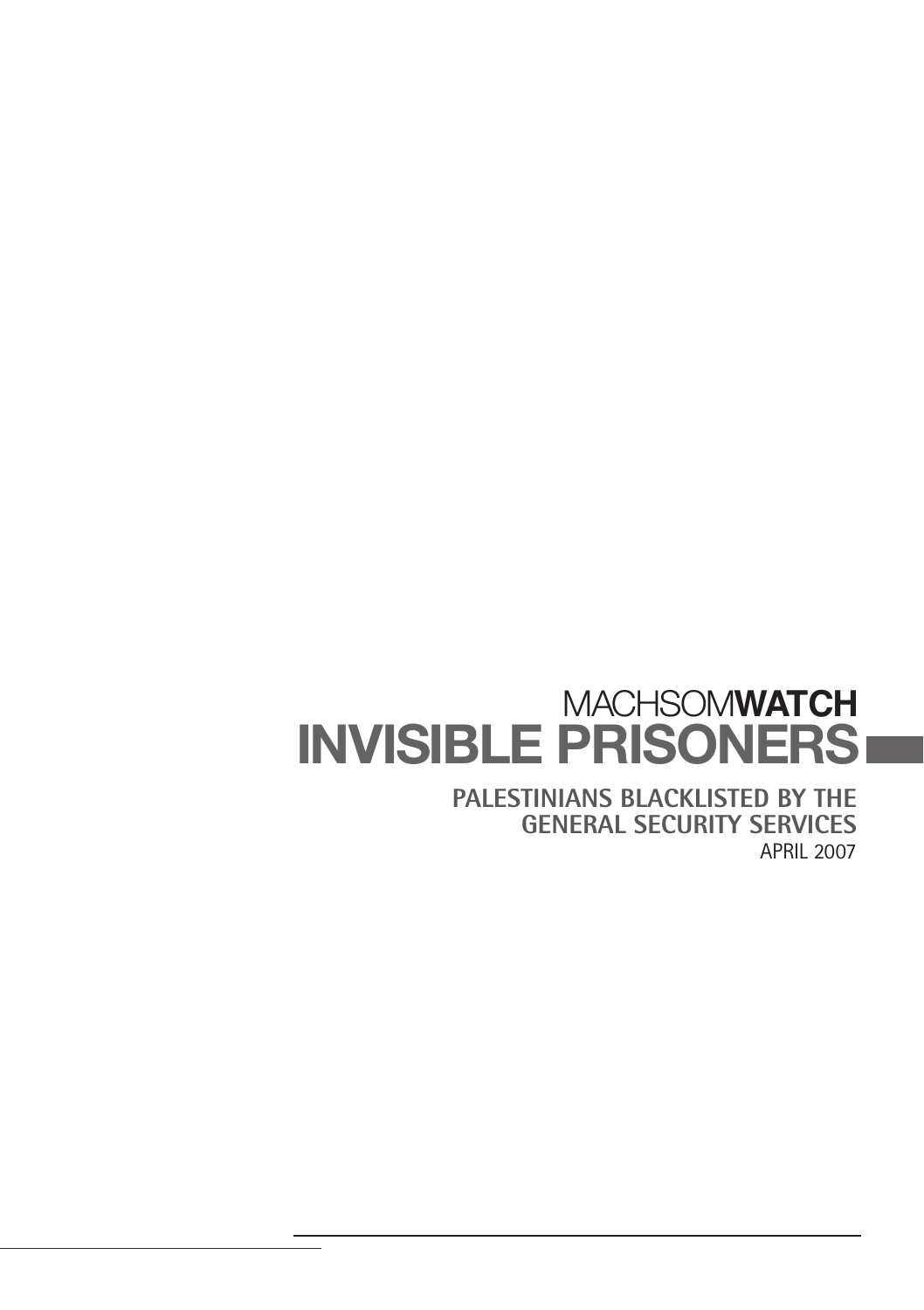MACHSOM**WATCH**

# INVISIBLE PRISONERS

**PALESTINIANS BLACKLISTED BY THE GENERAL SECURITY SERVICES**

APRIL 2007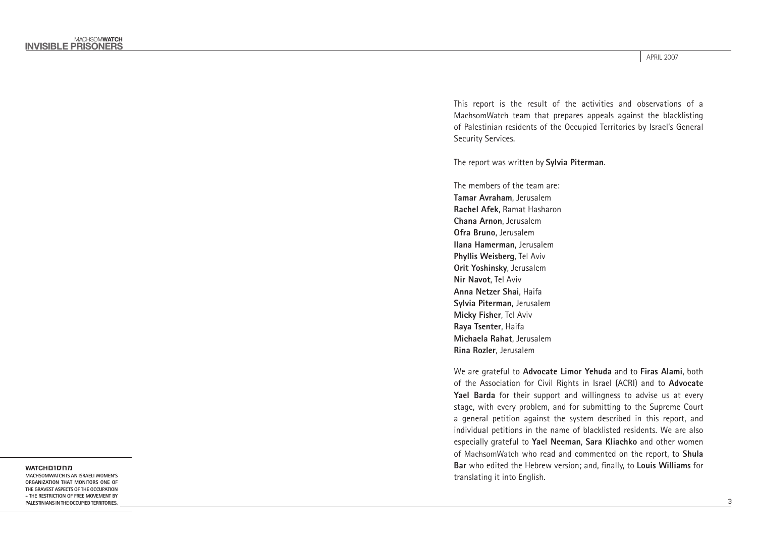APRIL 2007

This report is the result of the activities and observations of a MachsomWatch team that prepares appeals against the blacklisting of Palestinian residents of the Occupied Territories by Israel's General Security Services.

The report was written by **Sylvia Piterman**.

The members of the team are:
**Tamar Avraham**, Jerusalem
**Rachel Afek**, Ramat Hasharon
**Chana Arnon**, Jerusalem
**Ofra Bruno**, Jerusalem
**Ilana Hamerman**, Jerusalem
**Phyllis Weisberg**, Tel Aviv
**Orit Yoshinsky**, Jerusalem
**Nir Navot**, Tel Aviv
**Anna Netzer Shai**, Haifa
**Sylvia Piterman**, Jerusalem
**Micky Fisher**, Tel Aviv
**Raya Tsenter**, Haifa
**Michaela Rahat**, Jerusalem
**Rina Rozler**, Jerusalem

We are grateful to **Advocate Limor Yehuda** and to **Firas Alami**, both of the Association for Civil Rights in Israel (ACRI) and to **Advocate Yael Barda** for their support and willingness to advise us at every stage, with every problem, and for submitting to the Supreme Court a general petition against the system described in this report, and individual petitions in the name of blacklisted residents. We are also especially grateful to **Yael Neeman**, **Sara Kliachko** and other women of MachsomWatch who read and commented on the report, to **Shula Bar** who edited the Hebrew version; and, finally, to **Louis Williams** for translating it into English.

**WATCHמחסום**

MACHSOMWATCH IS AN ISRAELI WOMEN'S ORGANIZATION THAT MONITORS ONE OF THE GRAVEST ASPECTS OF THE OCCUPATION – THE RESTRICTION OF FREE MOVEMENT BY PALESTINIANS IN THE OCCUPIED TERRITORIES.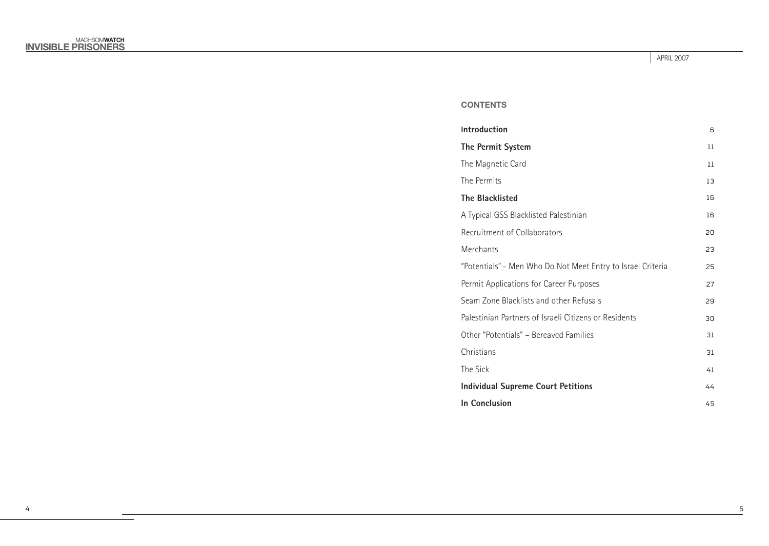## CONTENTS

| | |
|---|---|
| **Introduction** | 6 |
| **The Permit System** | 11 |
| The Magnetic Card | 11 |
| The Permits | 13 |
| **The Blacklisted** | 16 |
| A Typical GSS Blacklisted Palestinian | 16 |
| Recruitment of Collaborators | 20 |
| Merchants | 23 |
| "Potentials" - Men Who Do Not Meet Entry to Israel Criteria | 25 |
| Permit Applications for Career Purposes | 27 |
| Seam Zone Blacklists and other Refusals | 29 |
| Palestinian Partners of Israeli Citizens or Residents | 30 |
| Other "Potentials" – Bereaved Families | 31 |
| Christians | 31 |
| The Sick | 41 |
| **Individual Supreme Court Petitions** | 44 |
| **In Conclusion** | 45 |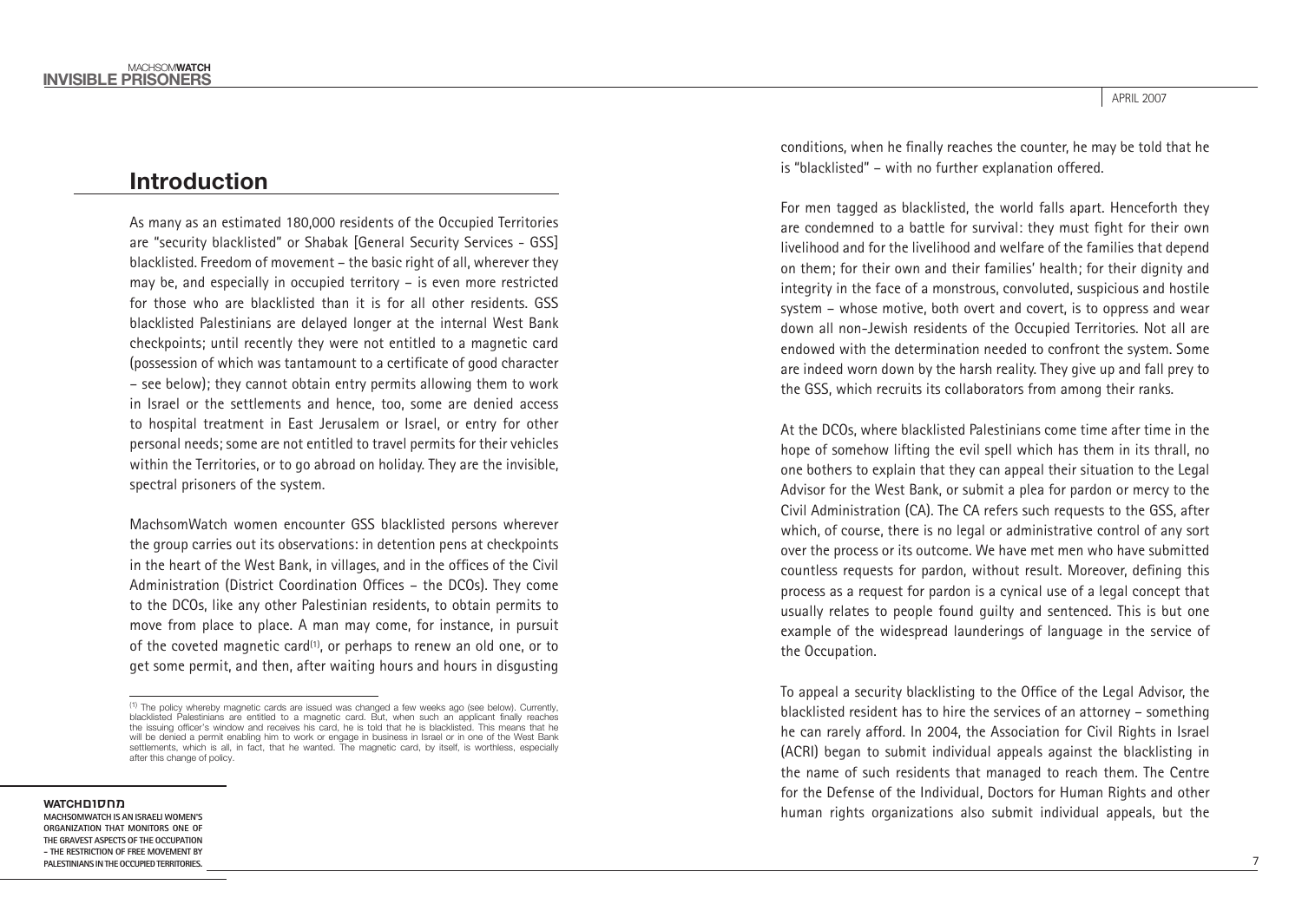## Introduction

As many as an estimated 180,000 residents of the Occupied Territories are "security blacklisted" or Shabak [General Security Services - GSS] blacklisted. Freedom of movement – the basic right of all, wherever they may be, and especially in occupied territory – is even more restricted for those who are blacklisted than it is for all other residents. GSS blacklisted Palestinians are delayed longer at the internal West Bank checkpoints; until recently they were not entitled to a magnetic card (possession of which was tantamount to a certificate of good character – see below); they cannot obtain entry permits allowing them to work in Israel or the settlements and hence, too, some are denied access to hospital treatment in East Jerusalem or Israel, or entry for other personal needs; some are not entitled to travel permits for their vehicles within the Territories, or to go abroad on holiday. They are the invisible, spectral prisoners of the system.

MachsomWatch women encounter GSS blacklisted persons wherever the group carries out its observations: in detention pens at checkpoints in the heart of the West Bank, in villages, and in the offices of the Civil Administration (District Coordination Offices – the DCOs). They come to the DCOs, like any other Palestinian residents, to obtain permits to move from place to place. A man may come, for instance, in pursuit of the coveted magnetic card[1], or perhaps to renew an old one, or to get some permit, and then, after waiting hours and hours in disgusting conditions, when he finally reaches the counter, he may be told that he is "blacklisted" – with no further explanation offered.

For men tagged as blacklisted, the world falls apart. Henceforth they are condemned to a battle for survival: they must fight for their own livelihood and for the livelihood and welfare of the families that depend on them; for their own and their families' health; for their dignity and integrity in the face of a monstrous, convoluted, suspicious and hostile system – whose motive, both overt and covert, is to oppress and wear down all non-Jewish residents of the Occupied Territories. Not all are endowed with the determination needed to confront the system. Some are indeed worn down by the harsh reality. They give up and fall prey to the GSS, which recruits its collaborators from among their ranks.

At the DCOs, where blacklisted Palestinians come time after time in the hope of somehow lifting the evil spell which has them in its thrall, no one bothers to explain that they can appeal their situation to the Legal Advisor for the West Bank, or submit a plea for pardon or mercy to the Civil Administration (CA). The CA refers such requests to the GSS, after which, of course, there is no legal or administrative control of any sort over the process or its outcome. We have met men who have submitted countless requests for pardon, without result. Moreover, defining this process as a request for pardon is a cynical use of a legal concept that usually relates to people found guilty and sentenced. This is but one example of the widespread launderings of language in the service of the Occupation.

To appeal a security blacklisting to the Office of the Legal Advisor, the blacklisted resident has to hire the services of an attorney – something he can rarely afford. In 2004, the Association for Civil Rights in Israel (ACRI) began to submit individual appeals against the blacklisting in the name of such residents that managed to reach them. The Centre for the Defense of the Individual, Doctors for Human Rights and other human rights organizations also submit individual appeals, but the

[1] The policy whereby magnetic cards are issued was changed a few weeks ago (see below). Currently, blacklisted Palestinians are entitled to a magnetic card. But, when such an applicant finally reaches the issuing officer's window and receives his card, he is told that he is blacklisted. This means that he will be denied a permit enabling him to work or engage in business in Israel or in one of the West Bank settlements, which is all, in fact, that he wanted. The magnetic card, by itself, is worthless, especially after this change of policy.

**מחסוםWATCH**

MACHSOMWATCH IS AN ISRAELI WOMEN'S ORGANIZATION THAT MONITORS ONE OF THE GRAVEST ASPECTS OF THE OCCUPATION – THE RESTRICTION OF FREE MOVEMENT BY PALESTINIANS IN THE OCCUPIED TERRITORIES.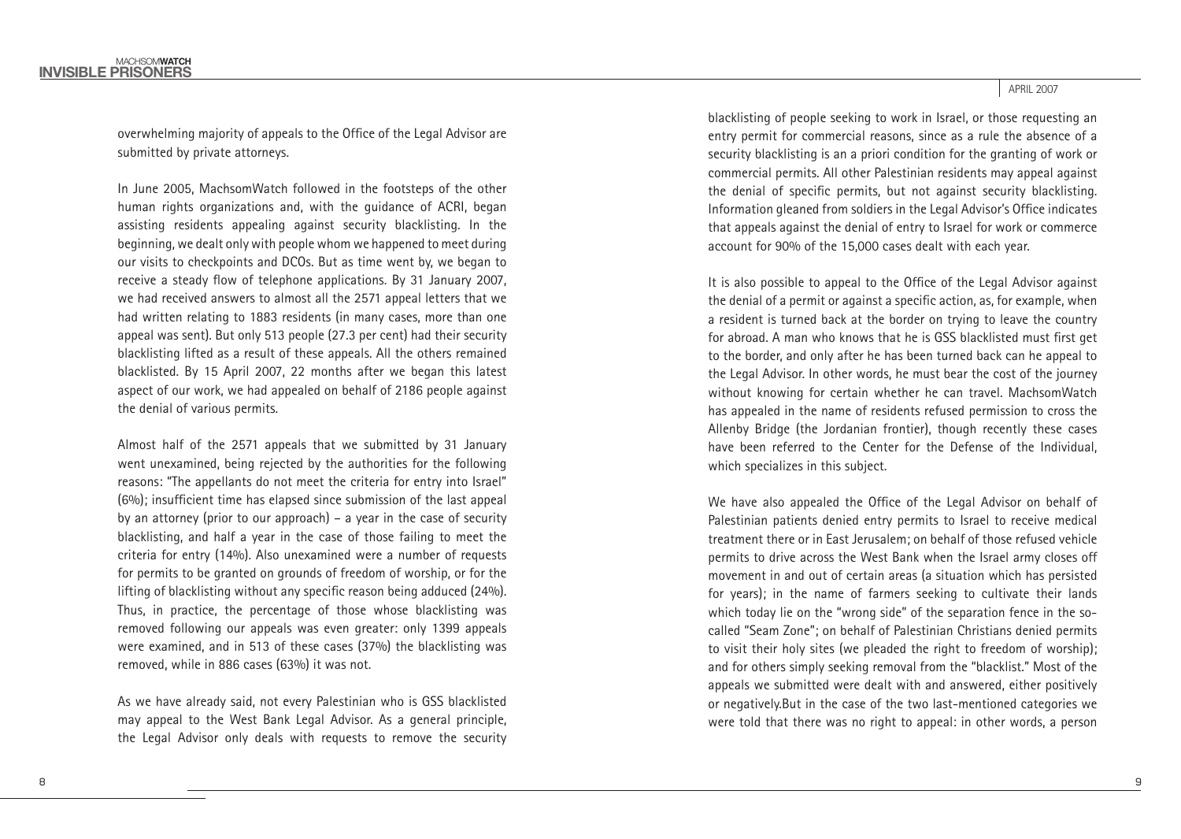overwhelming majority of appeals to the Office of the Legal Advisor are submitted by private attorneys.

In June 2005, MachsomWatch followed in the footsteps of the other human rights organizations and, with the guidance of ACRI, began assisting residents appealing against security blacklisting. In the beginning, we dealt only with people whom we happened to meet during our visits to checkpoints and DCOs. But as time went by, we began to receive a steady flow of telephone applications. By 31 January 2007, we had received answers to almost all the 2571 appeal letters that we had written relating to 1883 residents (in many cases, more than one appeal was sent). But only 513 people (27.3 per cent) had their security blacklisting lifted as a result of these appeals. All the others remained blacklisted. By 15 April 2007, 22 months after we began this latest aspect of our work, we had appealed on behalf of 2186 people against the denial of various permits.

Almost half of the 2571 appeals that we submitted by 31 January went unexamined, being rejected by the authorities for the following reasons: "The appellants do not meet the criteria for entry into Israel" (6%); insufficient time has elapsed since submission of the last appeal by an attorney (prior to our approach) – a year in the case of security blacklisting, and half a year in the case of those failing to meet the criteria for entry (14%). Also unexamined were a number of requests for permits to be granted on grounds of freedom of worship, or for the lifting of blacklisting without any specific reason being adduced (24%). Thus, in practice, the percentage of those whose blacklisting was removed following our appeals was even greater: only 1399 appeals were examined, and in 513 of these cases (37%) the blacklisting was removed, while in 886 cases (63%) it was not.

As we have already said, not every Palestinian who is GSS blacklisted may appeal to the West Bank Legal Advisor. As a general principle, the Legal Advisor only deals with requests to remove the security blacklisting of people seeking to work in Israel, or those requesting an entry permit for commercial reasons, since as a rule the absence of a security blacklisting is an a priori condition for the granting of work or commercial permits. All other Palestinian residents may appeal against the denial of specific permits, but not against security blacklisting. Information gleaned from soldiers in the Legal Advisor's Office indicates that appeals against the denial of entry to Israel for work or commerce account for 90% of the 15,000 cases dealt with each year.

It is also possible to appeal to the Office of the Legal Advisor against the denial of a permit or against a specific action, as, for example, when a resident is turned back at the border on trying to leave the country for abroad. A man who knows that he is GSS blacklisted must first get to the border, and only after he has been turned back can he appeal to the Legal Advisor. In other words, he must bear the cost of the journey without knowing for certain whether he can travel. MachsomWatch has appealed in the name of residents refused permission to cross the Allenby Bridge (the Jordanian frontier), though recently these cases have been referred to the Center for the Defense of the Individual, which specializes in this subject.

We have also appealed the Office of the Legal Advisor on behalf of Palestinian patients denied entry permits to Israel to receive medical treatment there or in East Jerusalem; on behalf of those refused vehicle permits to drive across the West Bank when the Israel army closes off movement in and out of certain areas (a situation which has persisted for years); in the name of farmers seeking to cultivate their lands which today lie on the "wrong side" of the separation fence in the so-called "Seam Zone"; on behalf of Palestinian Christians denied permits to visit their holy sites (we pleaded the right to freedom of worship); and for others simply seeking removal from the "blacklist." Most of the appeals we submitted were dealt with and answered, either positively or negatively.But in the case of the two last-mentioned categories we were told that there was no right to appeal: in other words, a person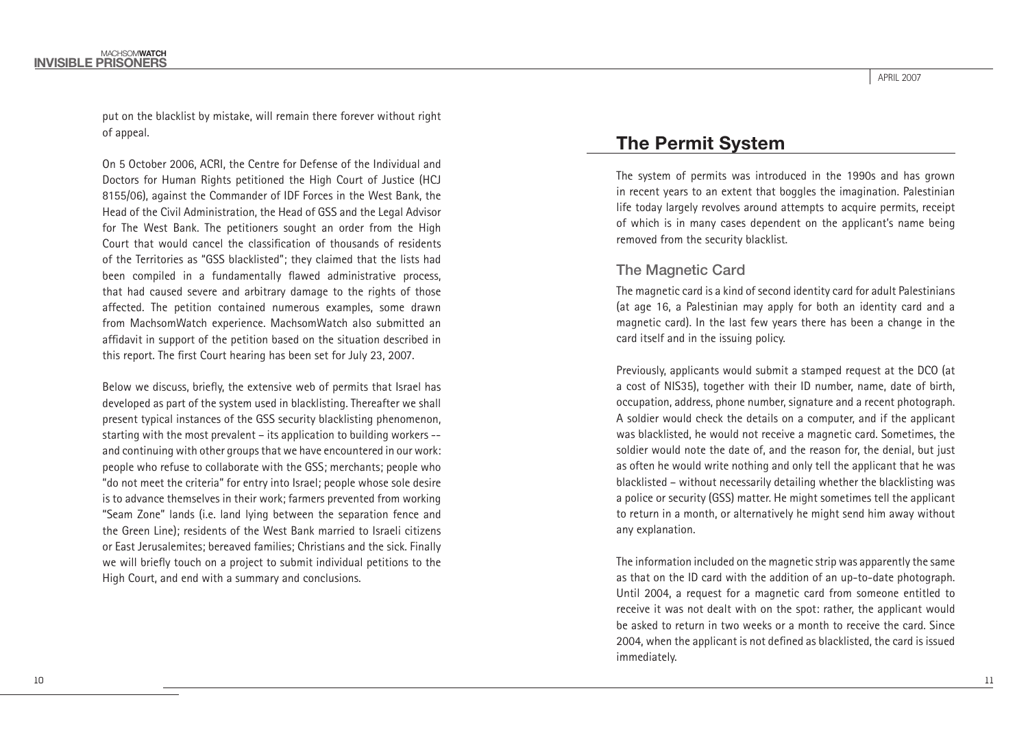put on the blacklist by mistake, will remain there forever without right of appeal.

On 5 October 2006, ACRI, the Centre for Defense of the Individual and Doctors for Human Rights petitioned the High Court of Justice (HCJ 8155/06), against the Commander of IDF Forces in the West Bank, the Head of the Civil Administration, the Head of GSS and the Legal Advisor for The West Bank. The petitioners sought an order from the High Court that would cancel the classification of thousands of residents of the Territories as "GSS blacklisted"; they claimed that the lists had been compiled in a fundamentally flawed administrative process, that had caused severe and arbitrary damage to the rights of those affected. The petition contained numerous examples, some drawn from MachsomWatch experience. MachsomWatch also submitted an affidavit in support of the petition based on the situation described in this report. The first Court hearing has been set for July 23, 2007.

Below we discuss, briefly, the extensive web of permits that Israel has developed as part of the system used in blacklisting. Thereafter we shall present typical instances of the GSS security blacklisting phenomenon, starting with the most prevalent – its application to building workers -- and continuing with other groups that we have encountered in our work: people who refuse to collaborate with the GSS; merchants; people who "do not meet the criteria" for entry into Israel; people whose sole desire is to advance themselves in their work; farmers prevented from working "Seam Zone" lands (i.e. land lying between the separation fence and the Green Line); residents of the West Bank married to Israeli citizens or East Jerusalemites; bereaved families; Christians and the sick. Finally we will briefly touch on a project to submit individual petitions to the High Court, and end with a summary and conclusions.

## The Permit System

The system of permits was introduced in the 1990s and has grown in recent years to an extent that boggles the imagination. Palestinian life today largely revolves around attempts to acquire permits, receipt of which is in many cases dependent on the applicant's name being removed from the security blacklist.

### The Magnetic Card

The magnetic card is a kind of second identity card for adult Palestinians (at age 16, a Palestinian may apply for both an identity card and a magnetic card). In the last few years there has been a change in the card itself and in the issuing policy.

Previously, applicants would submit a stamped request at the DCO (at a cost of NIS35), together with their ID number, name, date of birth, occupation, address, phone number, signature and a recent photograph. A soldier would check the details on a computer, and if the applicant was blacklisted, he would not receive a magnetic card. Sometimes, the soldier would note the date of, and the reason for, the denial, but just as often he would write nothing and only tell the applicant that he was blacklisted – without necessarily detailing whether the blacklisting was a police or security (GSS) matter. He might sometimes tell the applicant to return in a month, or alternatively he might send him away without any explanation.

The information included on the magnetic strip was apparently the same as that on the ID card with the addition of an up-to-date photograph. Until 2004, a request for a magnetic card from someone entitled to receive it was not dealt with on the spot: rather, the applicant would be asked to return in two weeks or a month to receive the card. Since 2004, when the applicant is not defined as blacklisted, the card is issued immediately.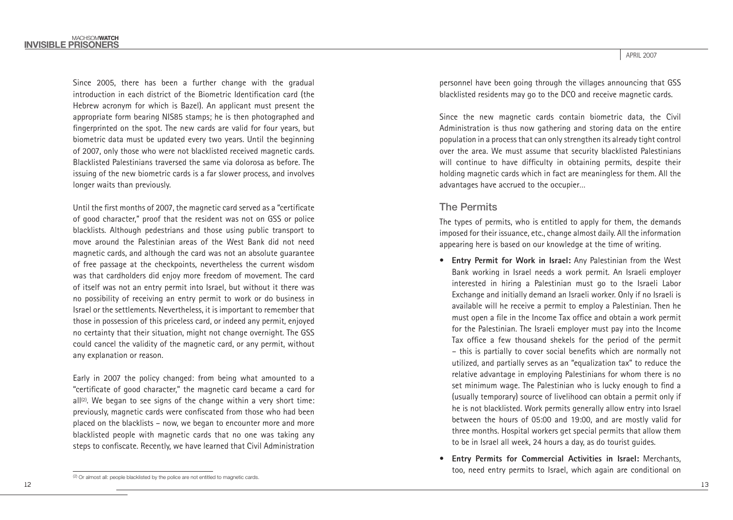Since 2005, there has been a further change with the gradual introduction in each district of the Biometric Identification card (the Hebrew acronym for which is Bazel). An applicant must present the appropriate form bearing NIS85 stamps; he is then photographed and fingerprinted on the spot. The new cards are valid for four years, but biometric data must be updated every two years. Until the beginning of 2007, only those who were not blacklisted received magnetic cards. Blacklisted Palestinians traversed the same via dolorosa as before. The issuing of the new biometric cards is a far slower process, and involves longer waits than previously.

Until the first months of 2007, the magnetic card served as a "certificate of good character," proof that the resident was not on GSS or police blacklists. Although pedestrians and those using public transport to move around the Palestinian areas of the West Bank did not need magnetic cards, and although the card was not an absolute guarantee of free passage at the checkpoints, nevertheless the current wisdom was that cardholders did enjoy more freedom of movement. The card of itself was not an entry permit into Israel, but without it there was no possibility of receiving an entry permit to work or do business in Israel or the settlements. Nevertheless, it is important to remember that those in possession of this priceless card, or indeed any permit, enjoyed no certainty that their situation, might not change overnight. The GSS could cancel the validity of the magnetic card, or any permit, without any explanation or reason.

Early in 2007 the policy changed: from being what amounted to a "certificate of good character," the magnetic card became a card for all[2]. We began to see signs of the change within a very short time: previously, magnetic cards were confiscated from those who had been placed on the blacklists – now, we began to encounter more and more blacklisted people with magnetic cards that no one was taking any steps to confiscate. Recently, we have learned that Civil Administration personnel have been going through the villages announcing that GSS blacklisted residents may go to the DCO and receive magnetic cards.

Since the new magnetic cards contain biometric data, the Civil Administration is thus now gathering and storing data on the entire population in a process that can only strengthen its already tight control over the area. We must assume that security blacklisted Palestinians will continue to have difficulty in obtaining permits, despite their holding magnetic cards which in fact are meaningless for them. All the advantages have accrued to the occupier...

## The Permits

The types of permits, who is entitled to apply for them, the demands imposed for their issuance, etc., change almost daily. All the information appearing here is based on our knowledge at the time of writing.

- **Entry Permit for Work in Israel:** Any Palestinian from the West Bank working in Israel needs a work permit. An Israeli employer interested in hiring a Palestinian must go to the Israeli Labor Exchange and initially demand an Israeli worker. Only if no Israeli is available will he receive a permit to employ a Palestinian. Then he must open a file in the Income Tax office and obtain a work permit for the Palestinian. The Israeli employer must pay into the Income Tax office a few thousand shekels for the period of the permit – this is partially to cover social benefits which are normally not utilized, and partially serves as an "equalization tax" to reduce the relative advantage in employing Palestinians for whom there is no set minimum wage. The Palestinian who is lucky enough to find a (usually temporary) source of livelihood can obtain a permit only if he is not blacklisted. Work permits generally allow entry into Israel between the hours of 05:00 and 19:00, and are mostly valid for three months. Hospital workers get special permits that allow them to be in Israel all week, 24 hours a day, as do tourist guides.
- **Entry Permits for Commercial Activities in Israel:** Merchants, too, need entry permits to Israel, which again are conditional on

[2] Or almost all: people blacklisted by the police are not entitled to magnetic cards.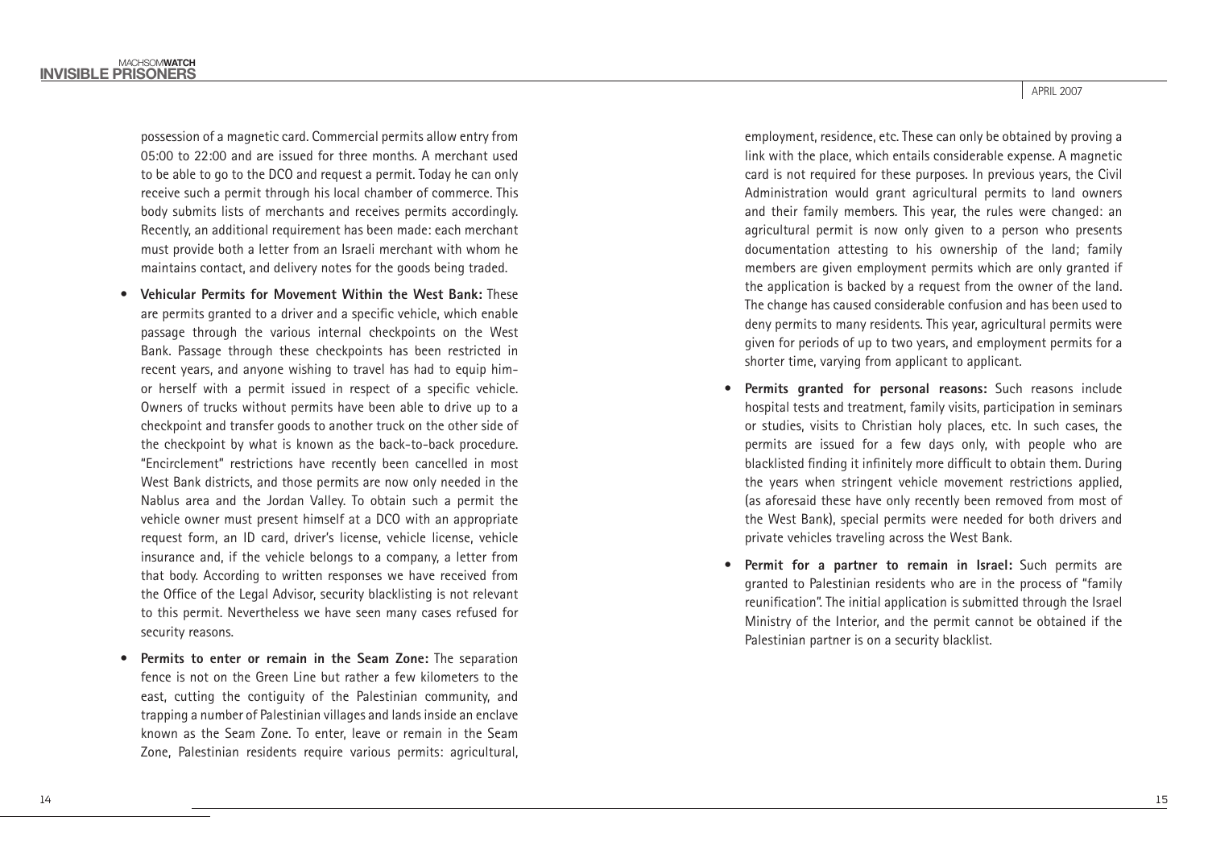possession of a magnetic card. Commercial permits allow entry from 05:00 to 22:00 and are issued for three months. A merchant used to be able to go to the DCO and request a permit. Today he can only receive such a permit through his local chamber of commerce. This body submits lists of merchants and receives permits accordingly. Recently, an additional requirement has been made: each merchant must provide both a letter from an Israeli merchant with whom he maintains contact, and delivery notes for the goods being traded.

- **Vehicular Permits for Movement Within the West Bank:** These are permits granted to a driver and a specific vehicle, which enable passage through the various internal checkpoints on the West Bank. Passage through these checkpoints has been restricted in recent years, and anyone wishing to travel has had to equip him- or herself with a permit issued in respect of a specific vehicle. Owners of trucks without permits have been able to drive up to a checkpoint and transfer goods to another truck on the other side of the checkpoint by what is known as the back-to-back procedure. "Encirclement" restrictions have recently been cancelled in most West Bank districts, and those permits are now only needed in the Nablus area and the Jordan Valley. To obtain such a permit the vehicle owner must present himself at a DCO with an appropriate request form, an ID card, driver's license, vehicle license, vehicle insurance and, if the vehicle belongs to a company, a letter from that body. According to written responses we have received from the Office of the Legal Advisor, security blacklisting is not relevant to this permit. Nevertheless we have seen many cases refused for security reasons.
- **Permits to enter or remain in the Seam Zone:** The separation fence is not on the Green Line but rather a few kilometers to the east, cutting the contiguity of the Palestinian community, and trapping a number of Palestinian villages and lands inside an enclave known as the Seam Zone. To enter, leave or remain in the Seam Zone, Palestinian residents require various permits: agricultural, employment, residence, etc. These can only be obtained by proving a link with the place, which entails considerable expense. A magnetic card is not required for these purposes. In previous years, the Civil Administration would grant agricultural permits to land owners and their family members. This year, the rules were changed: an agricultural permit is now only given to a person who presents documentation attesting to his ownership of the land; family members are given employment permits which are only granted if the application is backed by a request from the owner of the land. The change has caused considerable confusion and has been used to deny permits to many residents. This year, agricultural permits were given for periods of up to two years, and employment permits for a shorter time, varying from applicant to applicant.
- **Permits granted for personal reasons:** Such reasons include hospital tests and treatment, family visits, participation in seminars or studies, visits to Christian holy places, etc. In such cases, the permits are issued for a few days only, with people who are blacklisted finding it infinitely more difficult to obtain them. During the years when stringent vehicle movement restrictions applied, (as aforesaid these have only recently been removed from most of the West Bank), special permits were needed for both drivers and private vehicles traveling across the West Bank.
- **Permit for a partner to remain in Israel:** Such permits are granted to Palestinian residents who are in the process of "family reunification". The initial application is submitted through the Israel Ministry of the Interior, and the permit cannot be obtained if the Palestinian partner is on a security blacklist.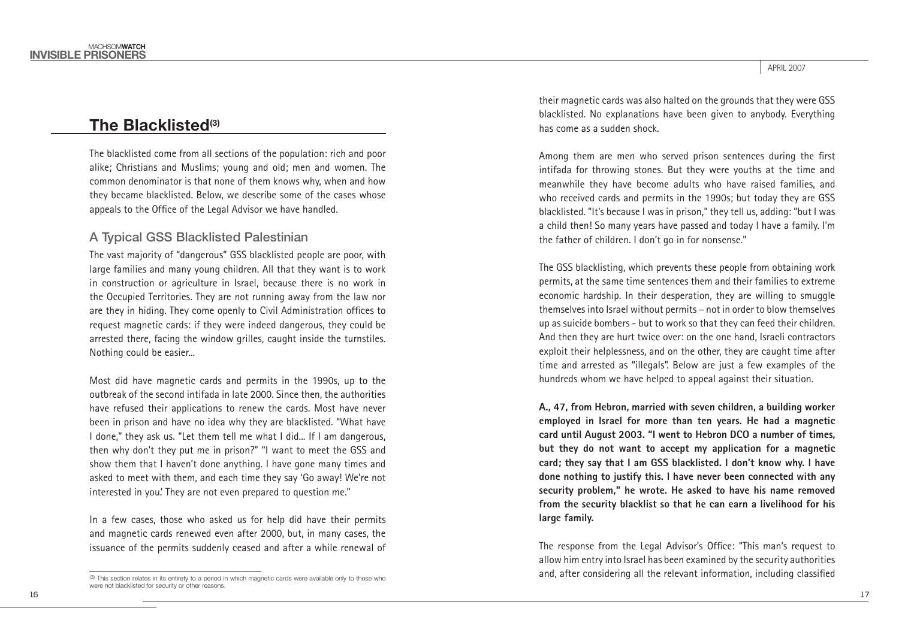## The Blacklisted[3]

The blacklisted come from all sections of the population: rich and poor alike; Christians and Muslims; young and old; men and women. The common denominator is that none of them knows why, when and how they became blacklisted. Below, we describe some of the cases whose appeals to the Office of the Legal Advisor we have handled.

### A Typical GSS Blacklisted Palestinian

The vast majority of "dangerous" GSS blacklisted people are poor, with large families and many young children. All that they want is to work in construction or agriculture in Israel, because there is no work in the Occupied Territories. They are not running away from the law nor are they in hiding. They come openly to Civil Administration offices to request magnetic cards: if they were indeed dangerous, they could be arrested there, facing the window grilles, caught inside the turnstiles. Nothing could be easier...

Most did have magnetic cards and permits in the 1990s, up to the outbreak of the second intifada in late 2000. Since then, the authorities have refused their applications to renew the cards. Most have never been in prison and have no idea why they are blacklisted. "What have I done," they ask us. "Let them tell me what I did... If I am dangerous, then why don't they put me in prison?" "I want to meet the GSS and show them that I haven't done anything. I have gone many times and asked to meet with them, and each time they say 'Go away! We're not interested in you.' They are not even prepared to question me."

In a few cases, those who asked us for help did have their permits and magnetic cards renewed even after 2000, but, in many cases, the issuance of the permits suddenly ceased and after a while renewal of their magnetic cards was also halted on the grounds that they were GSS blacklisted. No explanations have been given to anybody. Everything has come as a sudden shock.

Among them are men who served prison sentences during the first intifada for throwing stones. But they were youths at the time and meanwhile they have become adults who have raised families, and who received cards and permits in the 1990s; but today they are GSS blacklisted. "It's because I was in prison," they tell us, adding: "but I was a child then! So many years have passed and today I have a family. I'm the father of children. I don't go in for nonsense."

The GSS blacklisting, which prevents these people from obtaining work permits, at the same time sentences them and their families to extreme economic hardship. In their desperation, they are willing to smuggle themselves into Israel without permits – not in order to blow themselves up as suicide bombers - but to work so that they can feed their children. And then they are hurt twice over: on the one hand, Israeli contractors exploit their helplessness, and on the other, they are caught time after time and arrested as "illegals". Below are just a few examples of the hundreds whom we have helped to appeal against their situation.

**A., 47, from Hebron, married with seven children, a building worker employed in Israel for more than ten years. He had a magnetic card until August 2003. "I went to Hebron DCO a number of times, but they do not want to accept my application for a magnetic card; they say that I am GSS blacklisted. I don't know why. I have done nothing to justify this. I have never been connected with any security problem," he wrote. He asked to have his name removed from the security blacklist so that he can earn a livelihood for his large family.**

The response from the Legal Advisor's Office: "This man's request to allow him entry into Israel has been examined by the security authorities and, after considering all the relevant information, including classified

[3] This section relates in its entirety to a period in which magnetic cards were available only to those who were not blacklisted for security or other reasons.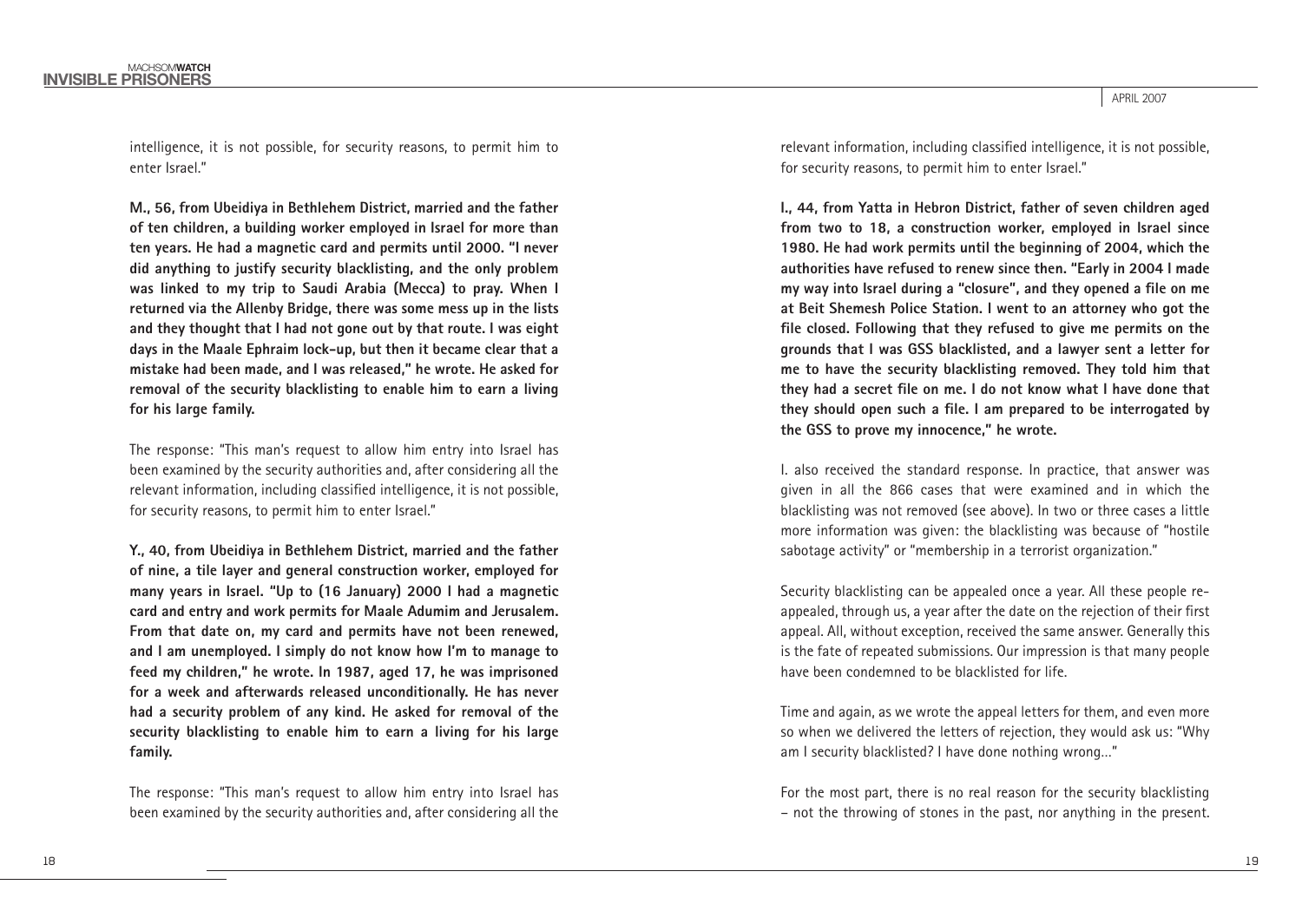intelligence, it is not possible, for security reasons, to permit him to enter Israel."

**M., 56, from Ubeidiya in Bethlehem District, married and the father of ten children, a building worker employed in Israel for more than ten years. He had a magnetic card and permits until 2000. "I never did anything to justify security blacklisting, and the only problem was linked to my trip to Saudi Arabia (Mecca) to pray. When I returned via the Allenby Bridge, there was some mess up in the lists and they thought that I had not gone out by that route. I was eight days in the Maale Ephraim lock-up, but then it became clear that a mistake had been made, and I was released," he wrote. He asked for removal of the security blacklisting to enable him to earn a living for his large family.**

The response: "This man's request to allow him entry into Israel has been examined by the security authorities and, after considering all the relevant information, including classified intelligence, it is not possible, for security reasons, to permit him to enter Israel."

**Y., 40, from Ubeidiya in Bethlehem District, married and the father of nine, a tile layer and general construction worker, employed for many years in Israel. "Up to (16 January) 2000 I had a magnetic card and entry and work permits for Maale Adumim and Jerusalem. From that date on, my card and permits have not been renewed, and I am unemployed. I simply do not know how I'm to manage to feed my children," he wrote. In 1987, aged 17, he was imprisoned for a week and afterwards released unconditionally. He has never had a security problem of any kind. He asked for removal of the security blacklisting to enable him to earn a living for his large family.**

The response: "This man's request to allow him entry into Israel has been examined by the security authorities and, after considering all the relevant information, including classified intelligence, it is not possible, for security reasons, to permit him to enter Israel."

**I., 44, from Yatta in Hebron District, father of seven children aged from two to 18, a construction worker, employed in Israel since 1980. He had work permits until the beginning of 2004, which the authorities have refused to renew since then. "Early in 2004 I made my way into Israel during a "closure", and they opened a file on me at Beit Shemesh Police Station. I went to an attorney who got the file closed. Following that they refused to give me permits on the grounds that I was GSS blacklisted, and a lawyer sent a letter for me to have the security blacklisting removed. They told him that they had a secret file on me. I do not know what I have done that they should open such a file. I am prepared to be interrogated by the GSS to prove my innocence," he wrote.**

I. also received the standard response. In practice, that answer was given in all the 866 cases that were examined and in which the blacklisting was not removed (see above). In two or three cases a little more information was given: the blacklisting was because of "hostile sabotage activity" or "membership in a terrorist organization."

Security blacklisting can be appealed once a year. All these people re-appealed, through us, a year after the date on the rejection of their first appeal. All, without exception, received the same answer. Generally this is the fate of repeated submissions. Our impression is that many people have been condemned to be blacklisted for life.

Time and again, as we wrote the appeal letters for them, and even more so when we delivered the letters of rejection, they would ask us: "Why am I security blacklisted? I have done nothing wrong..."

For the most part, there is no real reason for the security blacklisting – not the throwing of stones in the past, nor anything in the present.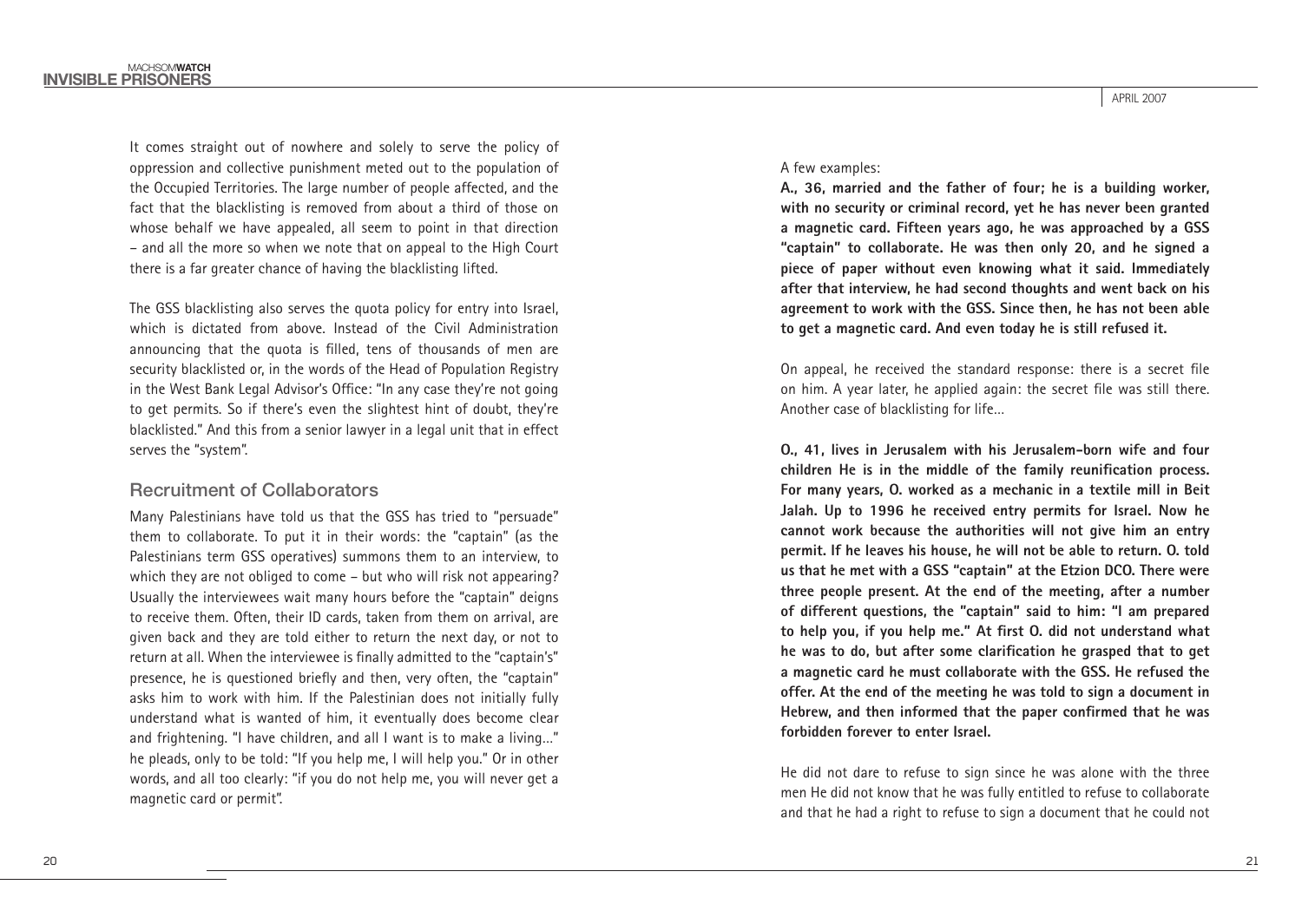It comes straight out of nowhere and solely to serve the policy of oppression and collective punishment meted out to the population of the Occupied Territories. The large number of people affected, and the fact that the blacklisting is removed from about a third of those on whose behalf we have appealed, all seem to point in that direction – and all the more so when we note that on appeal to the High Court there is a far greater chance of having the blacklisting lifted.

The GSS blacklisting also serves the quota policy for entry into Israel, which is dictated from above. Instead of the Civil Administration announcing that the quota is filled, tens of thousands of men are security blacklisted or, in the words of the Head of Population Registry in the West Bank Legal Advisor's Office: "In any case they're not going to get permits. So if there's even the slightest hint of doubt, they're blacklisted." And this from a senior lawyer in a legal unit that in effect serves the "system".

## Recruitment of Collaborators

Many Palestinians have told us that the GSS has tried to "persuade" them to collaborate. To put it in their words: the "captain" (as the Palestinians term GSS operatives) summons them to an interview, to which they are not obliged to come – but who will risk not appearing? Usually the interviewees wait many hours before the "captain" deigns to receive them. Often, their ID cards, taken from them on arrival, are given back and they are told either to return the next day, or not to return at all. When the interviewee is finally admitted to the "captain's" presence, he is questioned briefly and then, very often, the "captain" asks him to work with him. If the Palestinian does not initially fully understand what is wanted of him, it eventually does become clear and frightening. "I have children, and all I want is to make a living…" he pleads, only to be told: "If you help me, I will help you." Or in other words, and all too clearly: "if you do not help me, you will never get a magnetic card or permit".

A few examples:

**A., 36, married and the father of four; he is a building worker, with no security or criminal record, yet he has never been granted a magnetic card. Fifteen years ago, he was approached by a GSS "captain" to collaborate. He was then only 20, and he signed a piece of paper without even knowing what it said. Immediately after that interview, he had second thoughts and went back on his agreement to work with the GSS. Since then, he has not been able to get a magnetic card. And even today he is still refused it.**

On appeal, he received the standard response: there is a secret file on him. A year later, he applied again: the secret file was still there. Another case of blacklisting for life…

**O., 41, lives in Jerusalem with his Jerusalem-born wife and four children He is in the middle of the family reunification process. For many years, O. worked as a mechanic in a textile mill in Beit Jalah. Up to 1996 he received entry permits for Israel. Now he cannot work because the authorities will not give him an entry permit. If he leaves his house, he will not be able to return. O. told us that he met with a GSS "captain" at the Etzion DCO. There were three people present. At the end of the meeting, after a number of different questions, the "captain" said to him: "I am prepared to help you, if you help me." At first O. did not understand what he was to do, but after some clarification he grasped that to get a magnetic card he must collaborate with the GSS. He refused the offer. At the end of the meeting he was told to sign a document in Hebrew, and then informed that the paper confirmed that he was forbidden forever to enter Israel.**

He did not dare to refuse to sign since he was alone with the three men He did not know that he was fully entitled to refuse to collaborate and that he had a right to refuse to sign a document that he could not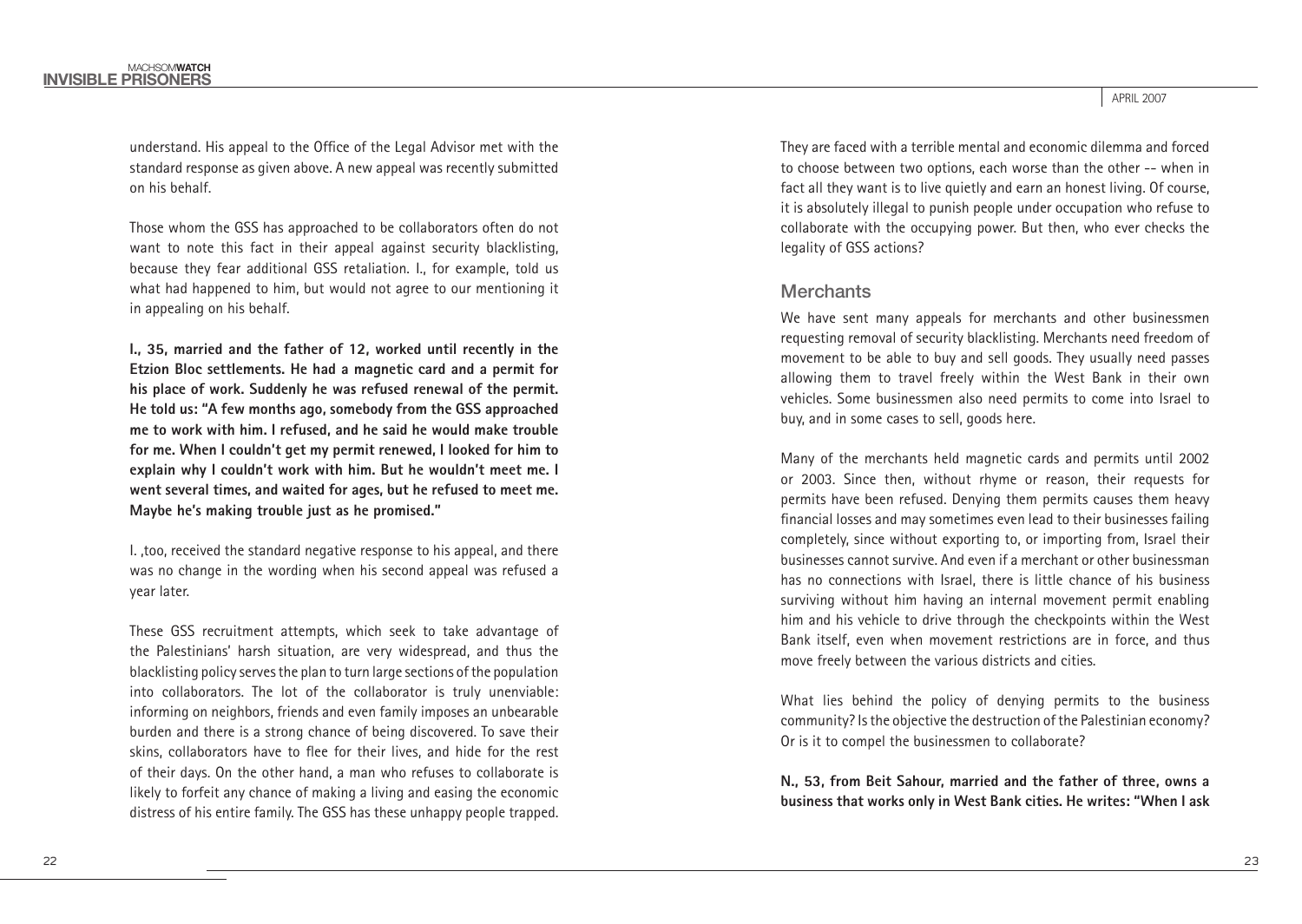understand. His appeal to the Office of the Legal Advisor met with the standard response as given above. A new appeal was recently submitted on his behalf.

Those whom the GSS has approached to be collaborators often do not want to note this fact in their appeal against security blacklisting, because they fear additional GSS retaliation. I., for example, told us what had happened to him, but would not agree to our mentioning it in appealing on his behalf.

**I., 35, married and the father of 12, worked until recently in the Etzion Bloc settlements. He had a magnetic card and a permit for his place of work. Suddenly he was refused renewal of the permit. He told us: "A few months ago, somebody from the GSS approached me to work with him. I refused, and he said he would make trouble for me. When I couldn't get my permit renewed, I looked for him to explain why I couldn't work with him. But he wouldn't meet me. I went several times, and waited for ages, but he refused to meet me. Maybe he's making trouble just as he promised."**

I. ,too, received the standard negative response to his appeal, and there was no change in the wording when his second appeal was refused a year later.

These GSS recruitment attempts, which seek to take advantage of the Palestinians' harsh situation, are very widespread, and thus the blacklisting policy serves the plan to turn large sections of the population into collaborators. The lot of the collaborator is truly unenviable: informing on neighbors, friends and even family imposes an unbearable burden and there is a strong chance of being discovered. To save their skins, collaborators have to flee for their lives, and hide for the rest of their days. On the other hand, a man who refuses to collaborate is likely to forfeit any chance of making a living and easing the economic distress of his entire family. The GSS has these unhappy people trapped. They are faced with a terrible mental and economic dilemma and forced to choose between two options, each worse than the other -- when in fact all they want is to live quietly and earn an honest living. Of course, it is absolutely illegal to punish people under occupation who refuse to collaborate with the occupying power. But then, who ever checks the legality of GSS actions?

## Merchants

We have sent many appeals for merchants and other businessmen requesting removal of security blacklisting. Merchants need freedom of movement to be able to buy and sell goods. They usually need passes allowing them to travel freely within the West Bank in their own vehicles. Some businessmen also need permits to come into Israel to buy, and in some cases to sell, goods here.

Many of the merchants held magnetic cards and permits until 2002 or 2003. Since then, without rhyme or reason, their requests for permits have been refused. Denying them permits causes them heavy financial losses and may sometimes even lead to their businesses failing completely, since without exporting to, or importing from, Israel their businesses cannot survive. And even if a merchant or other businessman has no connections with Israel, there is little chance of his business surviving without him having an internal movement permit enabling him and his vehicle to drive through the checkpoints within the West Bank itself, even when movement restrictions are in force, and thus move freely between the various districts and cities.

What lies behind the policy of denying permits to the business community? Is the objective the destruction of the Palestinian economy? Or is it to compel the businessmen to collaborate?

**N., 53, from Beit Sahour, married and the father of three, owns a business that works only in West Bank cities. He writes: "When I ask**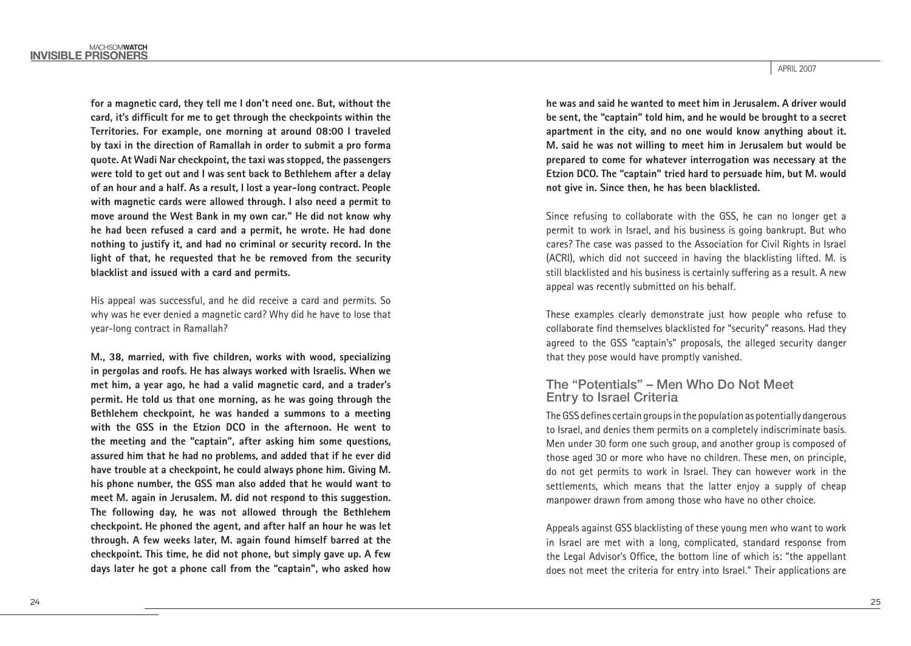**for a magnetic card, they tell me I don't need one. But, without the card, it's difficult for me to get through the checkpoints within the Territories. For example, one morning at around 08:00 I traveled by taxi in the direction of Ramallah in order to submit a pro forma quote. At Wadi Nar checkpoint, the taxi was stopped, the passengers were told to get out and I was sent back to Bethlehem after a delay of an hour and a half. As a result, I lost a year-long contract. People with magnetic cards were allowed through. I also need a permit to move around the West Bank in my own car." He did not know why he had been refused a card and a permit, he wrote. He had done nothing to justify it, and had no criminal or security record. In the light of that, he requested that he be removed from the security blacklist and issued with a card and permits.**

His appeal was successful, and he did receive a card and permits. So why was he ever denied a magnetic card? Why did he have to lose that year-long contract in Ramallah?

**M., 38, married, with five children, works with wood, specializing in pergolas and roofs. He has always worked with Israelis. When we met him, a year ago, he had a valid magnetic card, and a trader's permit. He told us that one morning, as he was going through the Bethlehem checkpoint, he was handed a summons to a meeting with the GSS in the Etzion DCO in the afternoon. He went to the meeting and the "captain", after asking him some questions, assured him that he had no problems, and added that if he ever did have trouble at a checkpoint, he could always phone him. Giving M. his phone number, the GSS man also added that he would want to meet M. again in Jerusalem. M. did not respond to this suggestion. The following day, he was not allowed through the Bethlehem checkpoint. He phoned the agent, and after half an hour he was let through. A few weeks later, M. again found himself barred at the checkpoint. This time, he did not phone, but simply gave up. A few days later he got a phone call from the "captain", who asked how he was and said he wanted to meet him in Jerusalem. A driver would be sent, the "captain" told him, and he would be brought to a secret apartment in the city, and no one would know anything about it. M. said he was not willing to meet him in Jerusalem but would be prepared to come for whatever interrogation was necessary at the Etzion DCO. The "captain" tried hard to persuade him, but M. would not give in. Since then, he has been blacklisted.**

Since refusing to collaborate with the GSS, he can no longer get a permit to work in Israel, and his business is going bankrupt. But who cares? The case was passed to the Association for Civil Rights in Israel (ACRI), which did not succeed in having the blacklisting lifted. M. is still blacklisted and his business is certainly suffering as a result. A new appeal was recently submitted on his behalf.

These examples clearly demonstrate just how people who refuse to collaborate find themselves blacklisted for "security" reasons. Had they agreed to the GSS "captain's" proposals, the alleged security danger that they pose would have promptly vanished.

## The "Potentials" – Men Who Do Not Meet Entry to Israel Criteria

The GSS defines certain groups in the population as potentially dangerous to Israel, and denies them permits on a completely indiscriminate basis. Men under 30 form one such group, and another group is composed of those aged 30 or more who have no children. These men, on principle, do not get permits to work in Israel. They can however work in the settlements, which means that the latter enjoy a supply of cheap manpower drawn from among those who have no other choice.

Appeals against GSS blacklisting of these young men who want to work in Israel are met with a long, complicated, standard response from the Legal Advisor's Office, the bottom line of which is: "the appellant does not meet the criteria for entry into Israel." Their applications are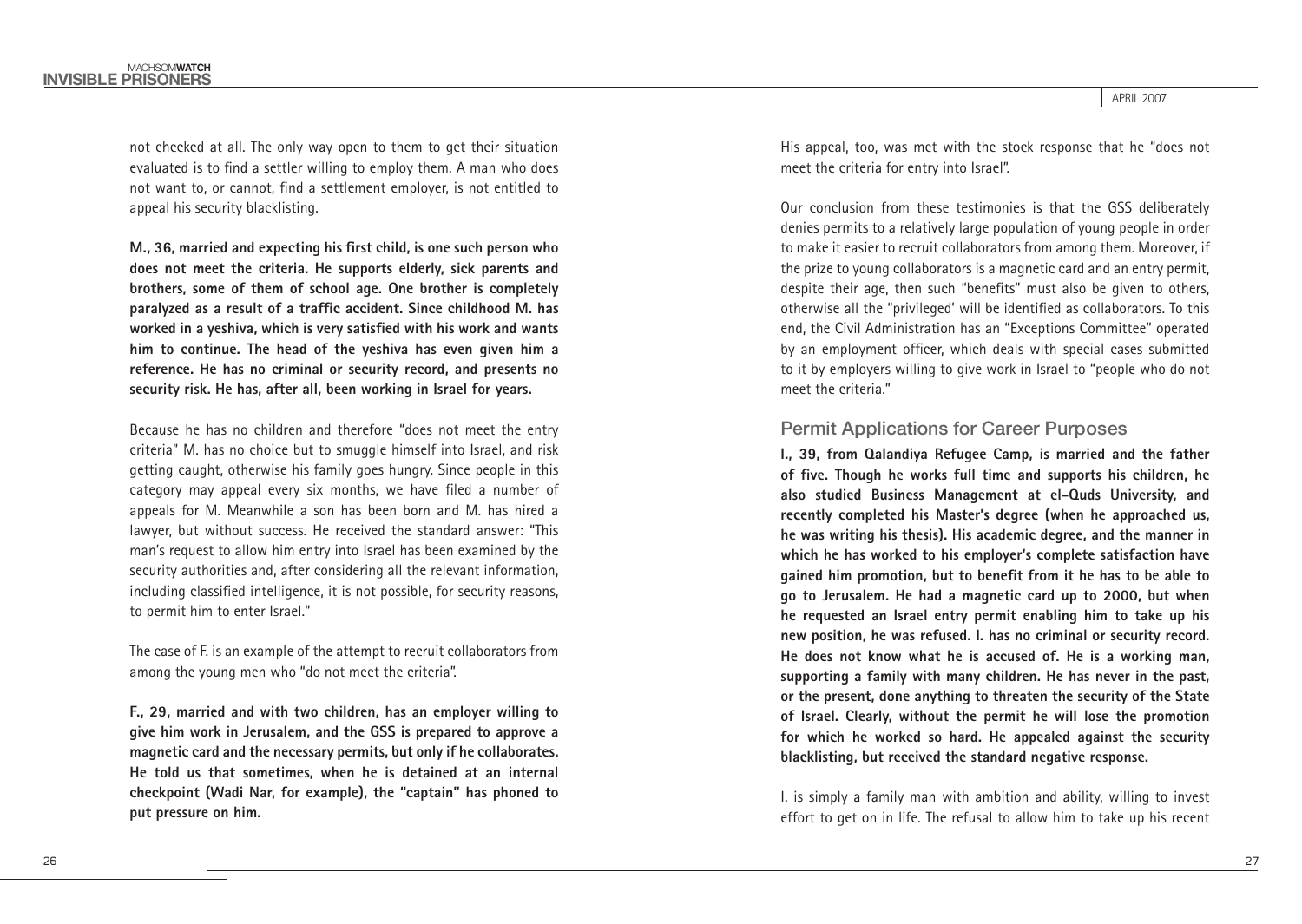not checked at all. The only way open to them to get their situation evaluated is to find a settler willing to employ them. A man who does not want to, or cannot, find a settlement employer, is not entitled to appeal his security blacklisting.

**M., 36, married and expecting his first child, is one such person who does not meet the criteria. He supports elderly, sick parents and brothers, some of them of school age. One brother is completely paralyzed as a result of a traffic accident. Since childhood M. has worked in a yeshiva, which is very satisfied with his work and wants him to continue. The head of the yeshiva has even given him a reference. He has no criminal or security record, and presents no security risk. He has, after all, been working in Israel for years.**

Because he has no children and therefore "does not meet the entry criteria" M. has no choice but to smuggle himself into Israel, and risk getting caught, otherwise his family goes hungry. Since people in this category may appeal every six months, we have filed a number of appeals for M. Meanwhile a son has been born and M. has hired a lawyer, but without success. He received the standard answer: "This man's request to allow him entry into Israel has been examined by the security authorities and, after considering all the relevant information, including classified intelligence, it is not possible, for security reasons, to permit him to enter Israel."

The case of F. is an example of the attempt to recruit collaborators from among the young men who "do not meet the criteria".

**F., 29, married and with two children, has an employer willing to give him work in Jerusalem, and the GSS is prepared to approve a magnetic card and the necessary permits, but only if he collaborates. He told us that sometimes, when he is detained at an internal checkpoint (Wadi Nar, for example), the "captain" has phoned to put pressure on him.**

His appeal, too, was met with the stock response that he "does not meet the criteria for entry into Israel".

Our conclusion from these testimonies is that the GSS deliberately denies permits to a relatively large population of young people in order to make it easier to recruit collaborators from among them. Moreover, if the prize to young collaborators is a magnetic card and an entry permit, despite their age, then such "benefits" must also be given to others, otherwise all the "privileged' will be identified as collaborators. To this end, the Civil Administration has an "Exceptions Committee" operated by an employment officer, which deals with special cases submitted to it by employers willing to give work in Israel to "people who do not meet the criteria."

## Permit Applications for Career Purposes

**I., 39, from Qalandiya Refugee Camp, is married and the father of five. Though he works full time and supports his children, he also studied Business Management at el-Quds University, and recently completed his Master's degree (when he approached us, he was writing his thesis). His academic degree, and the manner in which he has worked to his employer's complete satisfaction have gained him promotion, but to benefit from it he has to be able to go to Jerusalem. He had a magnetic card up to 2000, but when he requested an Israel entry permit enabling him to take up his new position, he was refused. I. has no criminal or security record. He does not know what he is accused of. He is a working man, supporting a family with many children. He has never in the past, or the present, done anything to threaten the security of the State of Israel. Clearly, without the permit he will lose the promotion for which he worked so hard. He appealed against the security blacklisting, but received the standard negative response.**

I. is simply a family man with ambition and ability, willing to invest effort to get on in life. The refusal to allow him to take up his recent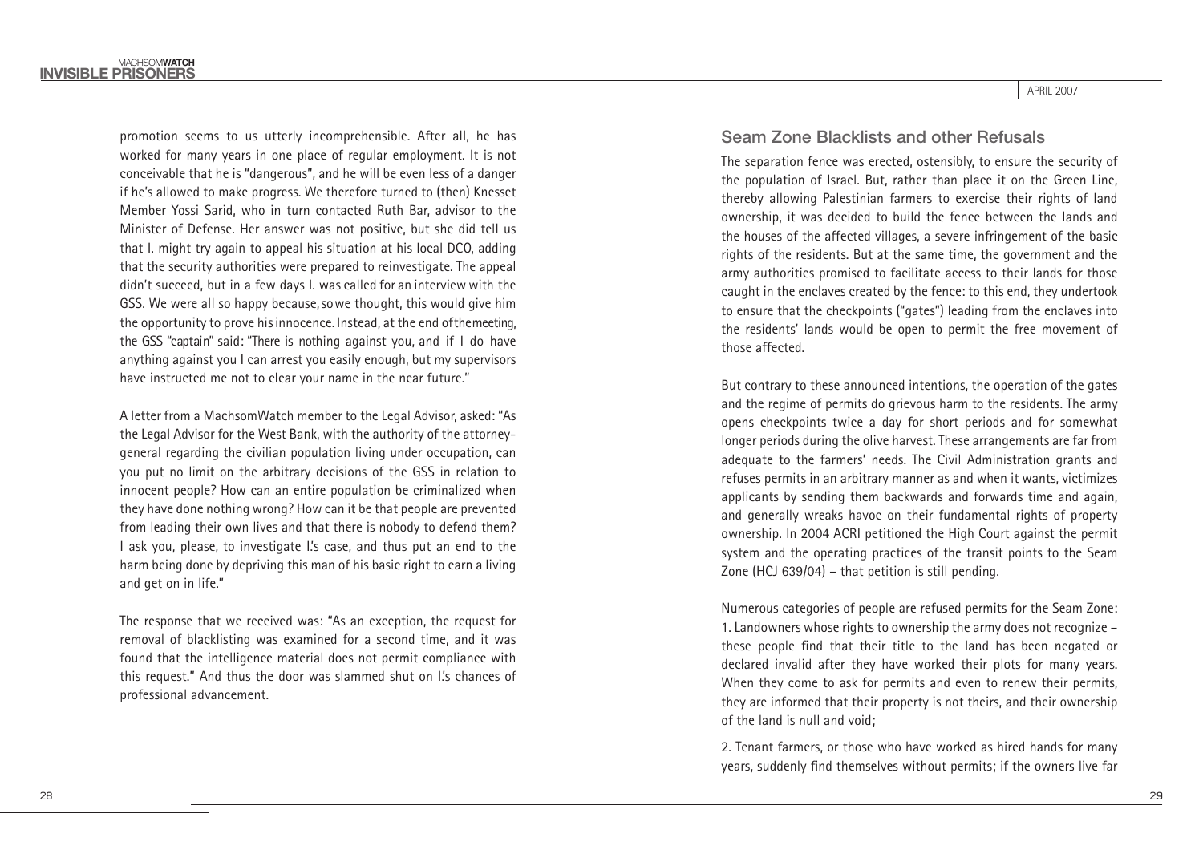promotion seems to us utterly incomprehensible. After all, he has worked for many years in one place of regular employment. It is not conceivable that he is "dangerous", and he will be even less of a danger if he's allowed to make progress. We therefore turned to (then) Knesset Member Yossi Sarid, who in turn contacted Ruth Bar, advisor to the Minister of Defense. Her answer was not positive, but she did tell us that I. might try again to appeal his situation at his local DCO, adding that the security authorities were prepared to reinvestigate. The appeal didn't succeed, but in a few days I. was called for an interview with the GSS. We were all so happy because, so we thought, this would give him the opportunity to prove his innocence. Instead, at the end of the meeting, the GSS "captain" said: "There is nothing against you, and if I do have anything against you I can arrest you easily enough, but my supervisors have instructed me not to clear your name in the near future."

A letter from a MachsomWatch member to the Legal Advisor, asked: "As the Legal Advisor for the West Bank, with the authority of the attorney-general regarding the civilian population living under occupation, can you put no limit on the arbitrary decisions of the GSS in relation to innocent people? How can an entire population be criminalized when they have done nothing wrong? How can it be that people are prevented from leading their own lives and that there is nobody to defend them? I ask you, please, to investigate I.'s case, and thus put an end to the harm being done by depriving this man of his basic right to earn a living and get on in life."

The response that we received was: "As an exception, the request for removal of blacklisting was examined for a second time, and it was found that the intelligence material does not permit compliance with this request." And thus the door was slammed shut on I.'s chances of professional advancement.

## Seam Zone Blacklists and other Refusals

The separation fence was erected, ostensibly, to ensure the security of the population of Israel. But, rather than place it on the Green Line, thereby allowing Palestinian farmers to exercise their rights of land ownership, it was decided to build the fence between the lands and the houses of the affected villages, a severe infringement of the basic rights of the residents. But at the same time, the government and the army authorities promised to facilitate access to their lands for those caught in the enclaves created by the fence: to this end, they undertook to ensure that the checkpoints ("gates") leading from the enclaves into the residents' lands would be open to permit the free movement of those affected.

But contrary to these announced intentions, the operation of the gates and the regime of permits do grievous harm to the residents. The army opens checkpoints twice a day for short periods and for somewhat longer periods during the olive harvest. These arrangements are far from adequate to the farmers' needs. The Civil Administration grants and refuses permits in an arbitrary manner as and when it wants, victimizes applicants by sending them backwards and forwards time and again, and generally wreaks havoc on their fundamental rights of property ownership. In 2004 ACRI petitioned the High Court against the permit system and the operating practices of the transit points to the Seam Zone (HCJ 639/04) – that petition is still pending.

Numerous categories of people are refused permits for the Seam Zone:

1. Landowners whose rights to ownership the army does not recognize – these people find that their title to the land has been negated or declared invalid after they have worked their plots for many years. When they come to ask for permits and even to renew their permits, they are informed that their property is not theirs, and their ownership of the land is null and void;

2. Tenant farmers, or those who have worked as hired hands for many years, suddenly find themselves without permits; if the owners live far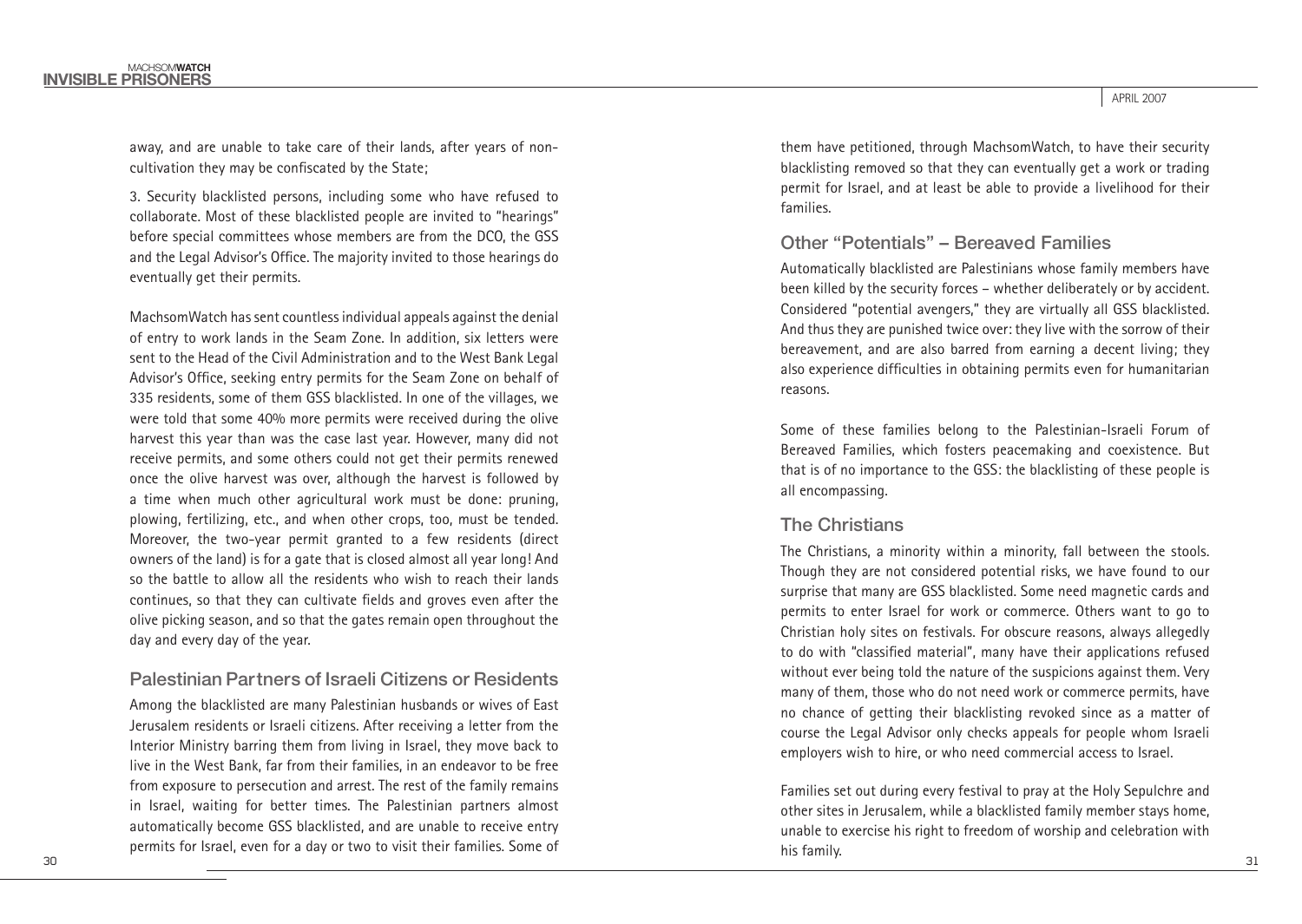away, and are unable to take care of their lands, after years of non-cultivation they may be confiscated by the State;

3. Security blacklisted persons, including some who have refused to collaborate. Most of these blacklisted people are invited to "hearings" before special committees whose members are from the DCO, the GSS and the Legal Advisor's Office. The majority invited to those hearings do eventually get their permits.

MachsomWatch has sent countless individual appeals against the denial of entry to work lands in the Seam Zone. In addition, six letters were sent to the Head of the Civil Administration and to the West Bank Legal Advisor's Office, seeking entry permits for the Seam Zone on behalf of 335 residents, some of them GSS blacklisted. In one of the villages, we were told that some 40% more permits were received during the olive harvest this year than was the case last year. However, many did not receive permits, and some others could not get their permits renewed once the olive harvest was over, although the harvest is followed by a time when much other agricultural work must be done: pruning, plowing, fertilizing, etc., and when other crops, too, must be tended. Moreover, the two-year permit granted to a few residents (direct owners of the land) is for a gate that is closed almost all year long! And so the battle to allow all the residents who wish to reach their lands continues, so that they can cultivate fields and groves even after the olive picking season, and so that the gates remain open throughout the day and every day of the year.

## Palestinian Partners of Israeli Citizens or Residents

Among the blacklisted are many Palestinian husbands or wives of East Jerusalem residents or Israeli citizens. After receiving a letter from the Interior Ministry barring them from living in Israel, they move back to live in the West Bank, far from their families, in an endeavor to be free from exposure to persecution and arrest. The rest of the family remains in Israel, waiting for better times. The Palestinian partners almost automatically become GSS blacklisted, and are unable to receive entry permits for Israel, even for a day or two to visit their families. Some of them have petitioned, through MachsomWatch, to have their security blacklisting removed so that they can eventually get a work or trading permit for Israel, and at least be able to provide a livelihood for their families.

## Other "Potentials" – Bereaved Families

Automatically blacklisted are Palestinians whose family members have been killed by the security forces – whether deliberately or by accident. Considered "potential avengers," they are virtually all GSS blacklisted. And thus they are punished twice over: they live with the sorrow of their bereavement, and are also barred from earning a decent living; they also experience difficulties in obtaining permits even for humanitarian reasons.

Some of these families belong to the Palestinian-Israeli Forum of Bereaved Families, which fosters peacemaking and coexistence. But that is of no importance to the GSS: the blacklisting of these people is all encompassing.

## The Christians

The Christians, a minority within a minority, fall between the stools. Though they are not considered potential risks, we have found to our surprise that many are GSS blacklisted. Some need magnetic cards and permits to enter Israel for work or commerce. Others want to go to Christian holy sites on festivals. For obscure reasons, always allegedly to do with "classified material", many have their applications refused without ever being told the nature of the suspicions against them. Very many of them, those who do not need work or commerce permits, have no chance of getting their blacklisting revoked since as a matter of course the Legal Advisor only checks appeals for people whom Israeli employers wish to hire, or who need commercial access to Israel.

Families set out during every festival to pray at the Holy Sepulchre and other sites in Jerusalem, while a blacklisted family member stays home, unable to exercise his right to freedom of worship and celebration with his family.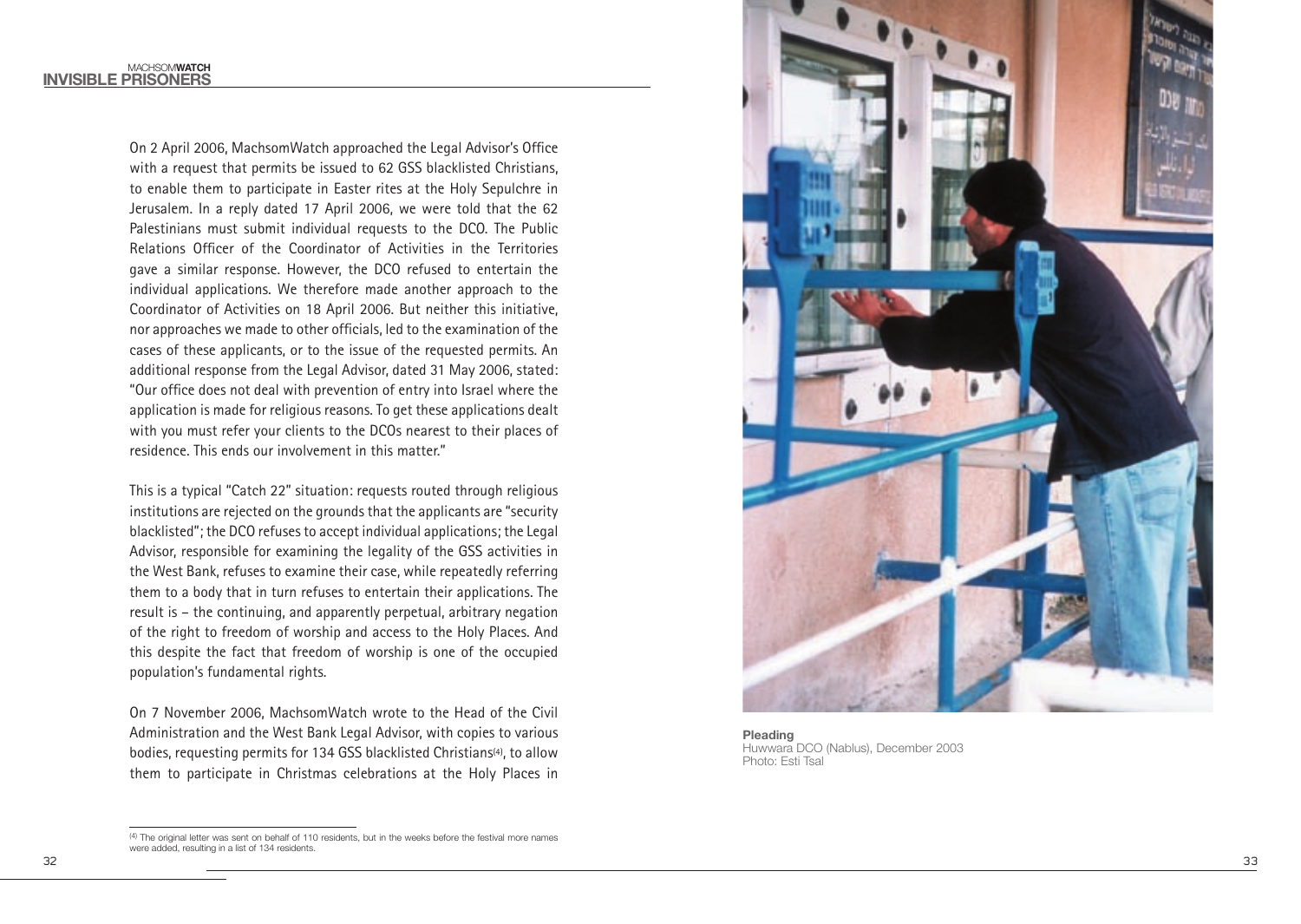On 2 April 2006, MachsomWatch approached the Legal Advisor's Office with a request that permits be issued to 62 GSS blacklisted Christians, to enable them to participate in Easter rites at the Holy Sepulchre in Jerusalem. In a reply dated 17 April 2006, we were told that the 62 Palestinians must submit individual requests to the DCO. The Public Relations Officer of the Coordinator of Activities in the Territories gave a similar response. However, the DCO refused to entertain the individual applications. We therefore made another approach to the Coordinator of Activities on 18 April 2006. But neither this initiative, nor approaches we made to other officials, led to the examination of the cases of these applicants, or to the issue of the requested permits. An additional response from the Legal Advisor, dated 31 May 2006, stated: "Our office does not deal with prevention of entry into Israel where the application is made for religious reasons. To get these applications dealt with you must refer your clients to the DCOs nearest to their places of residence. This ends our involvement in this matter."

This is a typical "Catch 22" situation: requests routed through religious institutions are rejected on the grounds that the applicants are "security blacklisted"; the DCO refuses to accept individual applications; the Legal Advisor, responsible for examining the legality of the GSS activities in the West Bank, refuses to examine their case, while repeatedly referring them to a body that in turn refuses to entertain their applications. The result is – the continuing, and apparently perpetual, arbitrary negation of the right to freedom of worship and access to the Holy Places. And this despite the fact that freedom of worship is one of the occupied population's fundamental rights.

On 7 November 2006, MachsomWatch wrote to the Head of the Civil Administration and the West Bank Legal Advisor, with copies to various bodies, requesting permits for 134 GSS blacklisted Christians[4], to allow them to participate in Christmas celebrations at the Holy Places in

[4] The original letter was sent on behalf of 110 residents, but in the weeks before the festival more names were added, resulting in a list of 134 residents.

**Pleading**
Huwwara DCO (Nablus), December 2003
Photo: Esti Tsal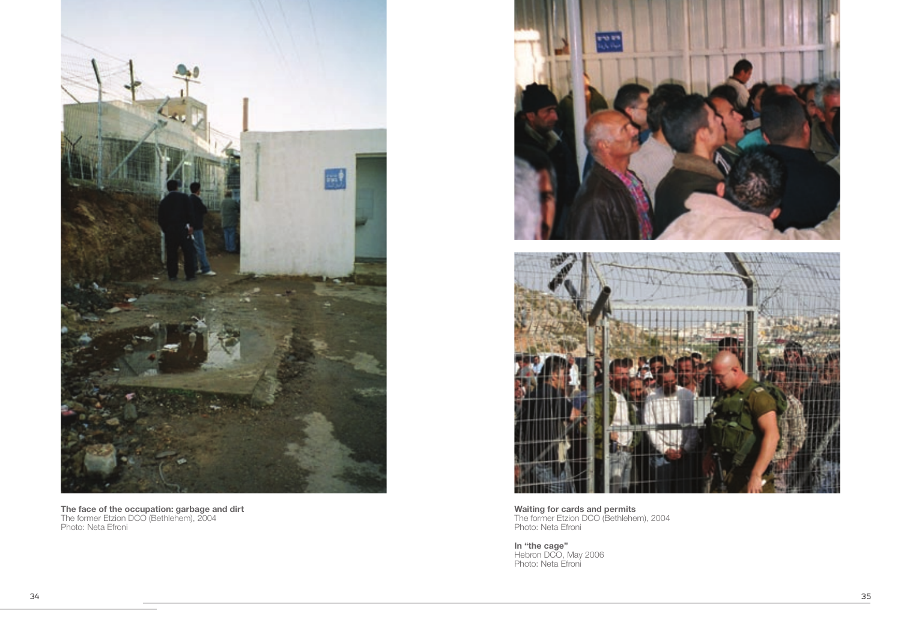**The face of the occupation: garbage and dirt**
The former Etzion DCO (Bethlehem), 2004
Photo: Neta Efroni

**Waiting for cards and permits**
The former Etzion DCO (Bethlehem), 2004
Photo: Neta Efroni

**In "the cage"**
Hebron DCO, May 2006
Photo: Neta Efroni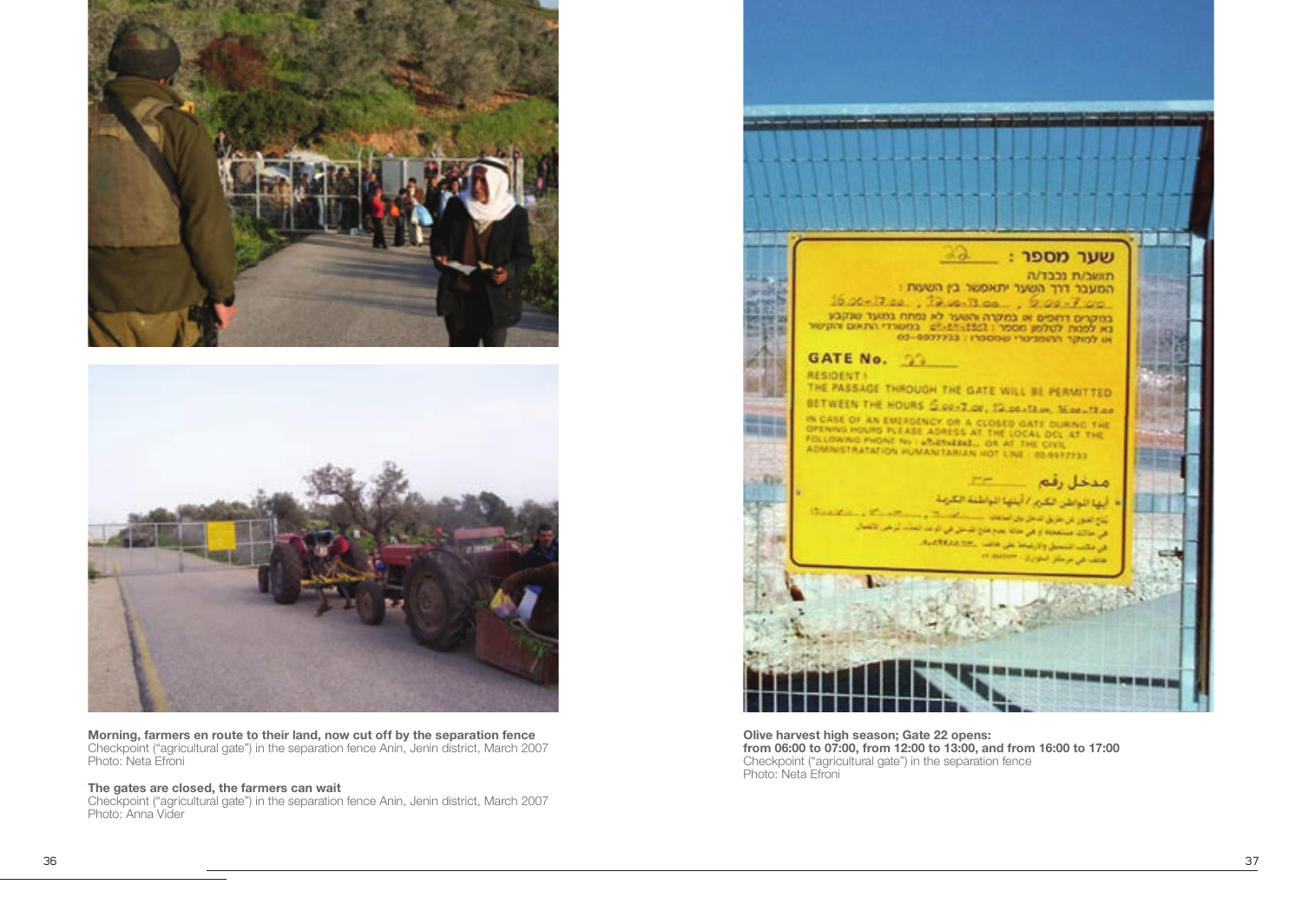**Morning, farmers en route to their land, now cut off by the separation fence**
Checkpoint ("agricultural gate") in the separation fence Anin, Jenin district, March 2007
Photo: Neta Efroni

**The gates are closed, the farmers can wait**
Checkpoint ("agricultural gate") in the separation fence Anin, Jenin district, March 2007
Photo: Anna Vider

**Olive harvest high season; Gate 22 opens:**
**from 06:00 to 07:00, from 12:00 to 13:00, and from 16:00 to 17:00**
Checkpoint ("agricultural gate") in the separation fence
Photo: Neta Efroni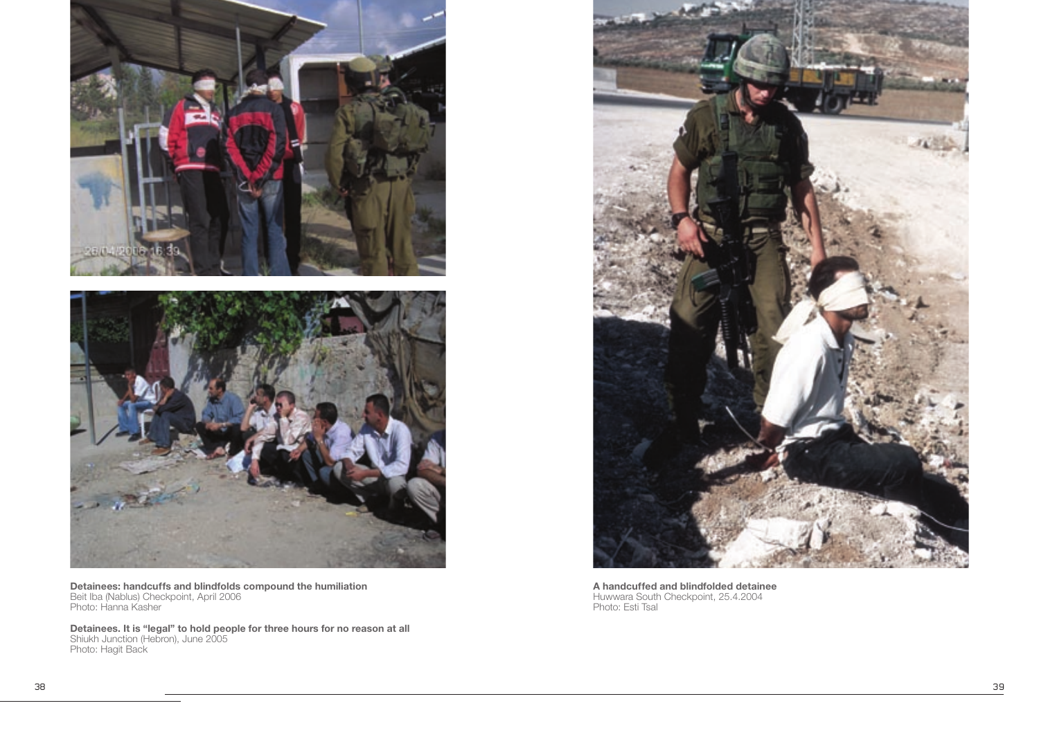**Detainees: handcuffs and blindfolds compound the humiliation**
Beit Iba (Nablus) Checkpoint, April 2006
Photo: Hanna Kasher

**Detainees. It is "legal" to hold people for three hours for no reason at all**
Shiukh Junction (Hebron), June 2005
Photo: Hagit Back

**A handcuffed and blindfolded detainee**
Huwwara South Checkpoint, 25.4.2004
Photo: Esti Tsal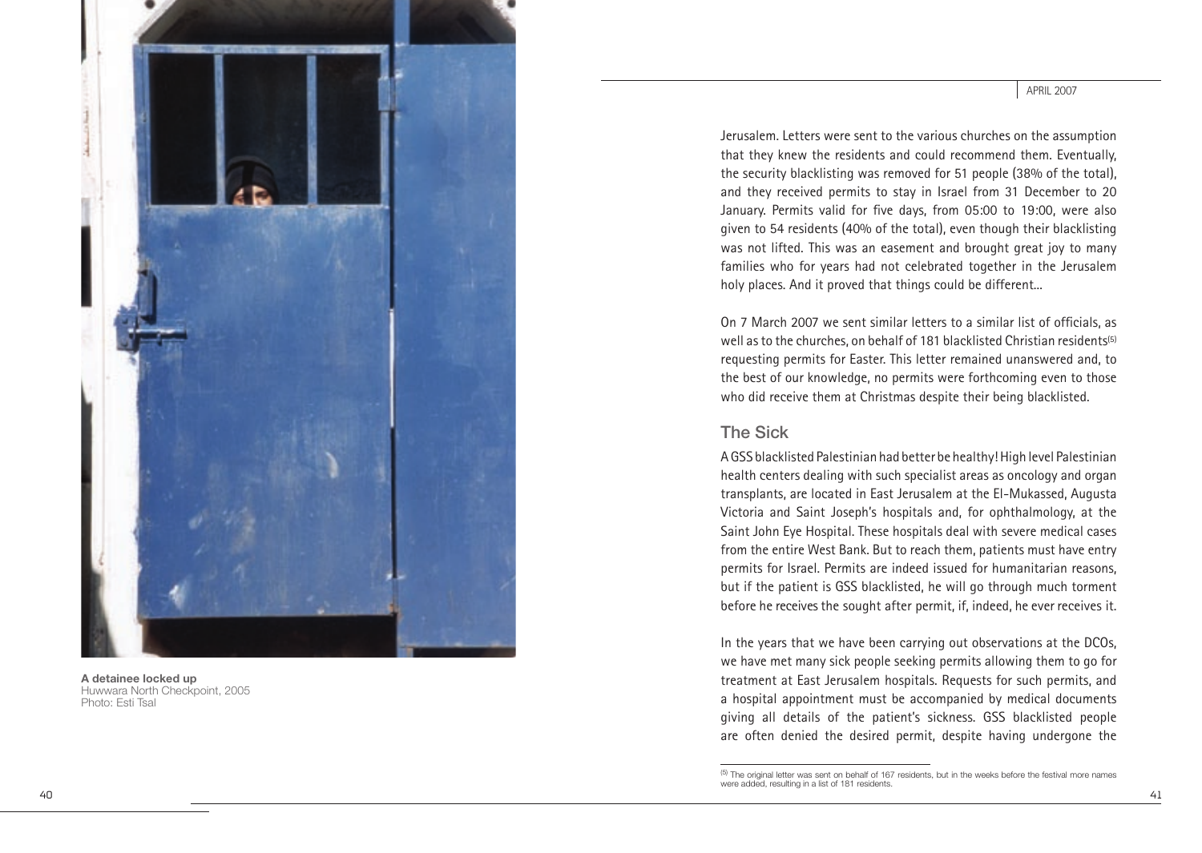A detainee locked up
Huwwara North Checkpoint, 2005
Photo: Esti Tsal

Jerusalem. Letters were sent to the various churches on the assumption that they knew the residents and could recommend them. Eventually, the security blacklisting was removed for 51 people (38% of the total), and they received permits to stay in Israel from 31 December to 20 January. Permits valid for five days, from 05:00 to 19:00, were also given to 54 residents (40% of the total), even though their blacklisting was not lifted. This was an easement and brought great joy to many families who for years had not celebrated together in the Jerusalem holy places. And it proved that things could be different...

On 7 March 2007 we sent similar letters to a similar list of officials, as well as to the churches, on behalf of 181 blacklisted Christian residents[5] requesting permits for Easter. This letter remained unanswered and, to the best of our knowledge, no permits were forthcoming even to those who did receive them at Christmas despite their being blacklisted.

## The Sick

A GSS blacklisted Palestinian had better be healthy! High level Palestinian health centers dealing with such specialist areas as oncology and organ transplants, are located in East Jerusalem at the El-Mukassed, Augusta Victoria and Saint Joseph's hospitals and, for ophthalmology, at the Saint John Eye Hospital. These hospitals deal with severe medical cases from the entire West Bank. But to reach them, patients must have entry permits for Israel. Permits are indeed issued for humanitarian reasons, but if the patient is GSS blacklisted, he will go through much torment before he receives the sought after permit, if, indeed, he ever receives it.

In the years that we have been carrying out observations at the DCOs, we have met many sick people seeking permits allowing them to go for treatment at East Jerusalem hospitals. Requests for such permits, and a hospital appointment must be accompanied by medical documents giving all details of the patient's sickness. GSS blacklisted people are often denied the desired permit, despite having undergone the

[5] The original letter was sent on behalf of 167 residents, but in the weeks before the festival more names were added, resulting in a list of 181 residents.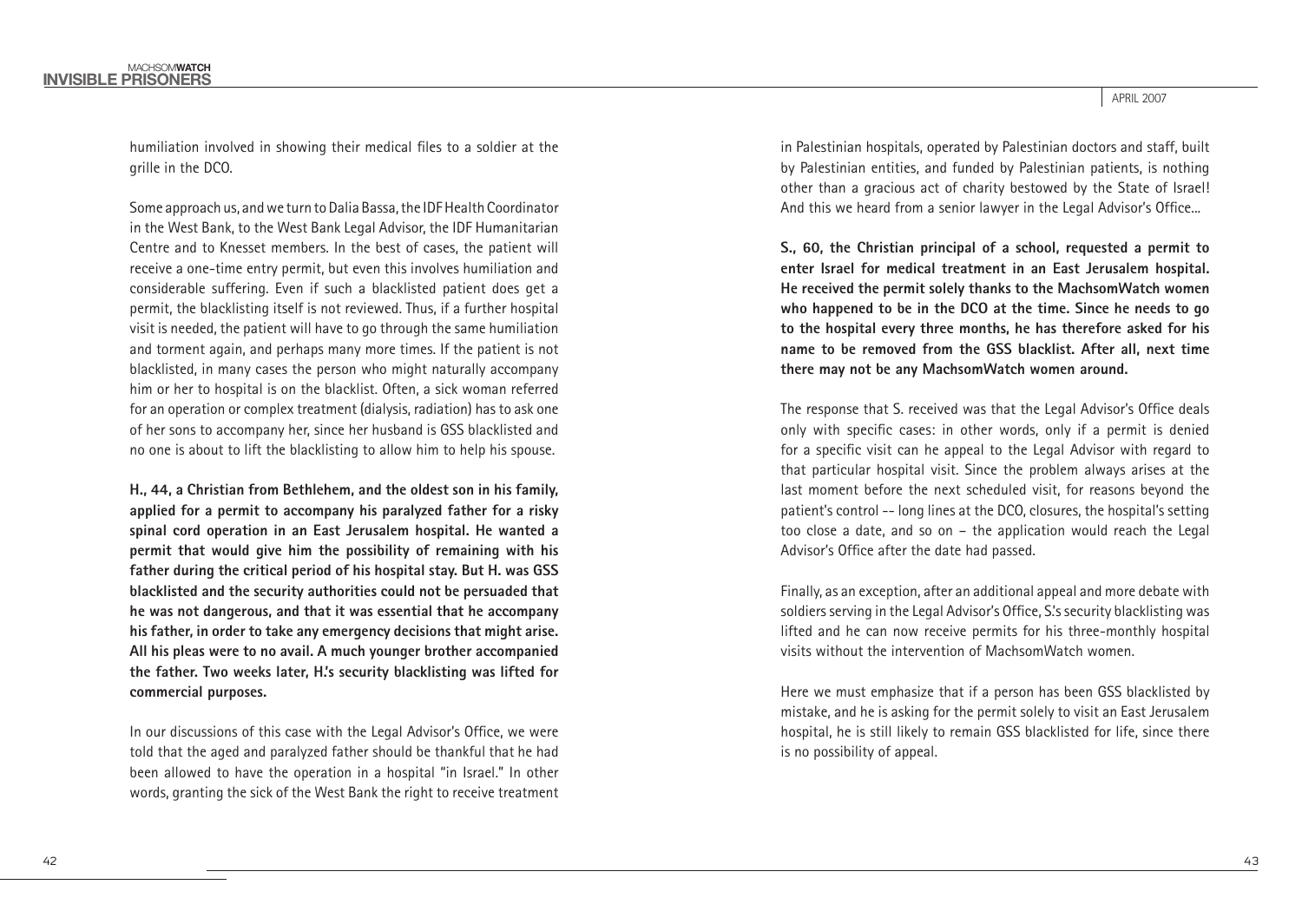humiliation involved in showing their medical files to a soldier at the grille in the DCO.

Some approach us, and we turn to Dalia Bassa, the IDF Health Coordinator in the West Bank, to the West Bank Legal Advisor, the IDF Humanitarian Centre and to Knesset members. In the best of cases, the patient will receive a one-time entry permit, but even this involves humiliation and considerable suffering. Even if such a blacklisted patient does get a permit, the blacklisting itself is not reviewed. Thus, if a further hospital visit is needed, the patient will have to go through the same humiliation and torment again, and perhaps many more times. If the patient is not blacklisted, in many cases the person who might naturally accompany him or her to hospital is on the blacklist. Often, a sick woman referred for an operation or complex treatment (dialysis, radiation) has to ask one of her sons to accompany her, since her husband is GSS blacklisted and no one is about to lift the blacklisting to allow him to help his spouse.

**H., 44, a Christian from Bethlehem, and the oldest son in his family, applied for a permit to accompany his paralyzed father for a risky spinal cord operation in an East Jerusalem hospital. He wanted a permit that would give him the possibility of remaining with his father during the critical period of his hospital stay. But H. was GSS blacklisted and the security authorities could not be persuaded that he was not dangerous, and that it was essential that he accompany his father, in order to take any emergency decisions that might arise. All his pleas were to no avail. A much younger brother accompanied the father. Two weeks later, H.'s security blacklisting was lifted for commercial purposes.**

In our discussions of this case with the Legal Advisor's Office, we were told that the aged and paralyzed father should be thankful that he had been allowed to have the operation in a hospital "in Israel." In other words, granting the sick of the West Bank the right to receive treatment in Palestinian hospitals, operated by Palestinian doctors and staff, built by Palestinian entities, and funded by Palestinian patients, is nothing other than a gracious act of charity bestowed by the State of Israel! And this we heard from a senior lawyer in the Legal Advisor's Office...

**S., 60, the Christian principal of a school, requested a permit to enter Israel for medical treatment in an East Jerusalem hospital. He received the permit solely thanks to the MachsomWatch women who happened to be in the DCO at the time. Since he needs to go to the hospital every three months, he has therefore asked for his name to be removed from the GSS blacklist. After all, next time there may not be any MachsomWatch women around.**

The response that S. received was that the Legal Advisor's Office deals only with specific cases: in other words, only if a permit is denied for a specific visit can he appeal to the Legal Advisor with regard to that particular hospital visit. Since the problem always arises at the last moment before the next scheduled visit, for reasons beyond the patient's control -- long lines at the DCO, closures, the hospital's setting too close a date, and so on – the application would reach the Legal Advisor's Office after the date had passed.

Finally, as an exception, after an additional appeal and more debate with soldiers serving in the Legal Advisor's Office, S.'s security blacklisting was lifted and he can now receive permits for his three-monthly hospital visits without the intervention of MachsomWatch women.

Here we must emphasize that if a person has been GSS blacklisted by mistake, and he is asking for the permit solely to visit an East Jerusalem hospital, he is still likely to remain GSS blacklisted for life, since there is no possibility of appeal.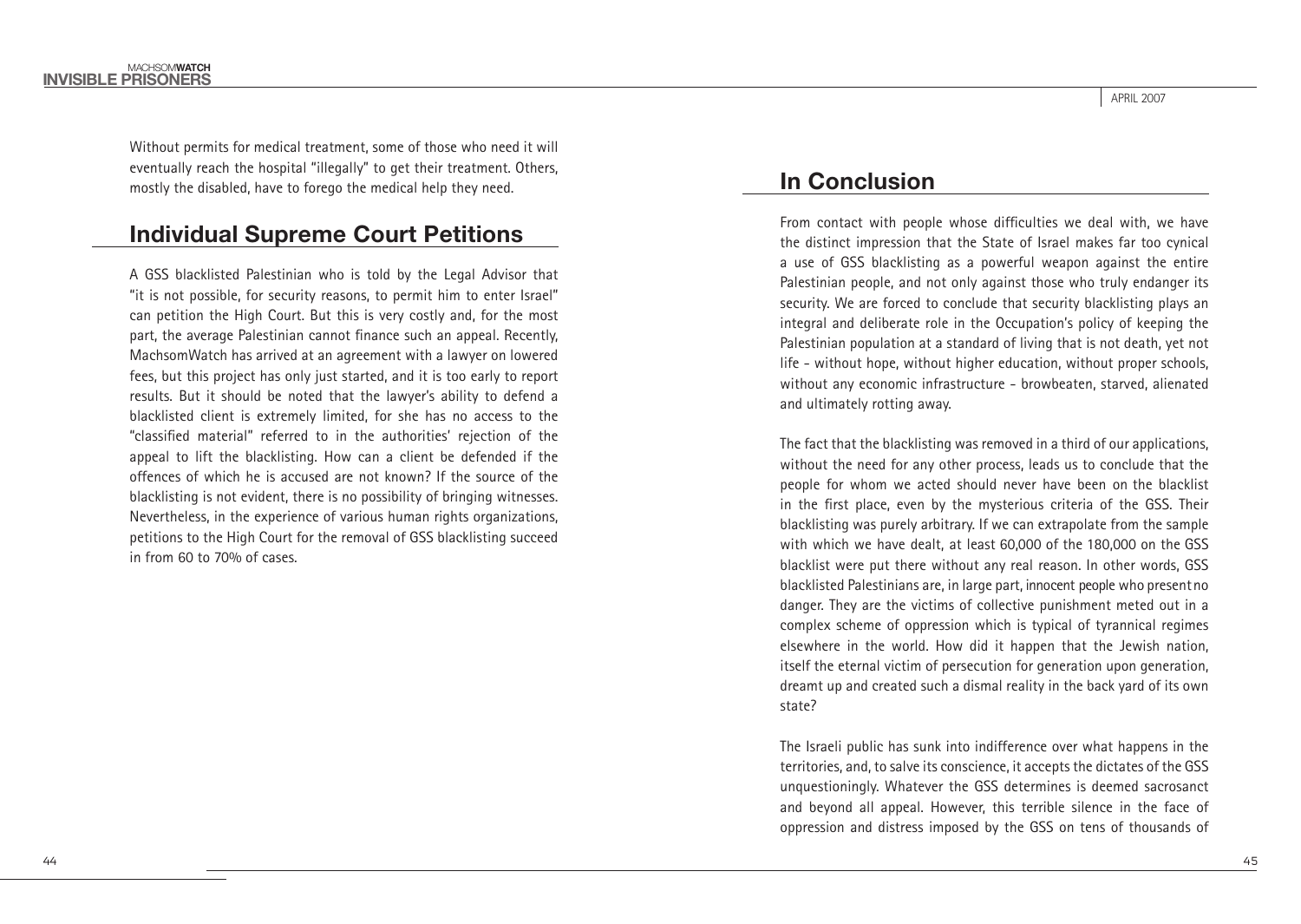Without permits for medical treatment, some of those who need it will eventually reach the hospital "illegally" to get their treatment. Others, mostly the disabled, have to forego the medical help they need.

## Individual Supreme Court Petitions

A GSS blacklisted Palestinian who is told by the Legal Advisor that "it is not possible, for security reasons, to permit him to enter Israel" can petition the High Court. But this is very costly and, for the most part, the average Palestinian cannot finance such an appeal. Recently, MachsomWatch has arrived at an agreement with a lawyer on lowered fees, but this project has only just started, and it is too early to report results. But it should be noted that the lawyer's ability to defend a blacklisted client is extremely limited, for she has no access to the "classified material" referred to in the authorities' rejection of the appeal to lift the blacklisting. How can a client be defended if the offences of which he is accused are not known? If the source of the blacklisting is not evident, there is no possibility of bringing witnesses. Nevertheless, in the experience of various human rights organizations, petitions to the High Court for the removal of GSS blacklisting succeed in from 60 to 70% of cases.

## In Conclusion

From contact with people whose difficulties we deal with, we have the distinct impression that the State of Israel makes far too cynical a use of GSS blacklisting as a powerful weapon against the entire Palestinian people, and not only against those who truly endanger its security. We are forced to conclude that security blacklisting plays an integral and deliberate role in the Occupation's policy of keeping the Palestinian population at a standard of living that is not death, yet not life - without hope, without higher education, without proper schools, without any economic infrastructure - browbeaten, starved, alienated and ultimately rotting away.

The fact that the blacklisting was removed in a third of our applications, without the need for any other process, leads us to conclude that the people for whom we acted should never have been on the blacklist in the first place, even by the mysterious criteria of the GSS. Their blacklisting was purely arbitrary. If we can extrapolate from the sample with which we have dealt, at least 60,000 of the 180,000 on the GSS blacklist were put there without any real reason. In other words, GSS blacklisted Palestinians are, in large part, innocent people who present no danger. They are the victims of collective punishment meted out in a complex scheme of oppression which is typical of tyrannical regimes elsewhere in the world. How did it happen that the Jewish nation, itself the eternal victim of persecution for generation upon generation, dreamt up and created such a dismal reality in the back yard of its own state?

The Israeli public has sunk into indifference over what happens in the territories, and, to salve its conscience, it accepts the dictates of the GSS unquestioningly. Whatever the GSS determines is deemed sacrosanct and beyond all appeal. However, this terrible silence in the face of oppression and distress imposed by the GSS on tens of thousands of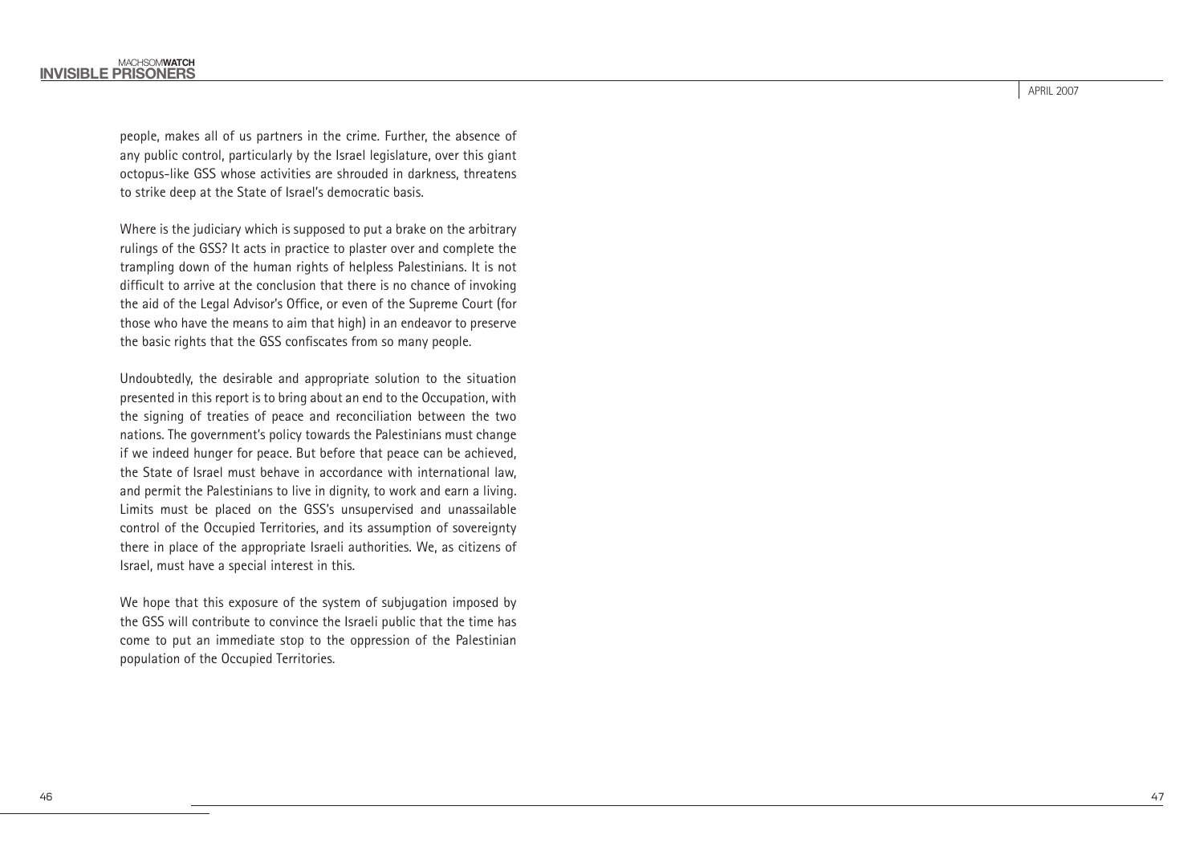people, makes all of us partners in the crime. Further, the absence of any public control, particularly by the Israel legislature, over this giant octopus-like GSS whose activities are shrouded in darkness, threatens to strike deep at the State of Israel's democratic basis.

Where is the judiciary which is supposed to put a brake on the arbitrary rulings of the GSS? It acts in practice to plaster over and complete the trampling down of the human rights of helpless Palestinians. It is not difficult to arrive at the conclusion that there is no chance of invoking the aid of the Legal Advisor's Office, or even of the Supreme Court (for those who have the means to aim that high) in an endeavor to preserve the basic rights that the GSS confiscates from so many people.

Undoubtedly, the desirable and appropriate solution to the situation presented in this report is to bring about an end to the Occupation, with the signing of treaties of peace and reconciliation between the two nations. The government's policy towards the Palestinians must change if we indeed hunger for peace. But before that peace can be achieved, the State of Israel must behave in accordance with international law, and permit the Palestinians to live in dignity, to work and earn a living. Limits must be placed on the GSS's unsupervised and unassailable control of the Occupied Territories, and its assumption of sovereignty there in place of the appropriate Israeli authorities. We, as citizens of Israel, must have a special interest in this.

We hope that this exposure of the system of subjugation imposed by the GSS will contribute to convince the Israeli public that the time has come to put an immediate stop to the oppression of the Palestinian population of the Occupied Territories.